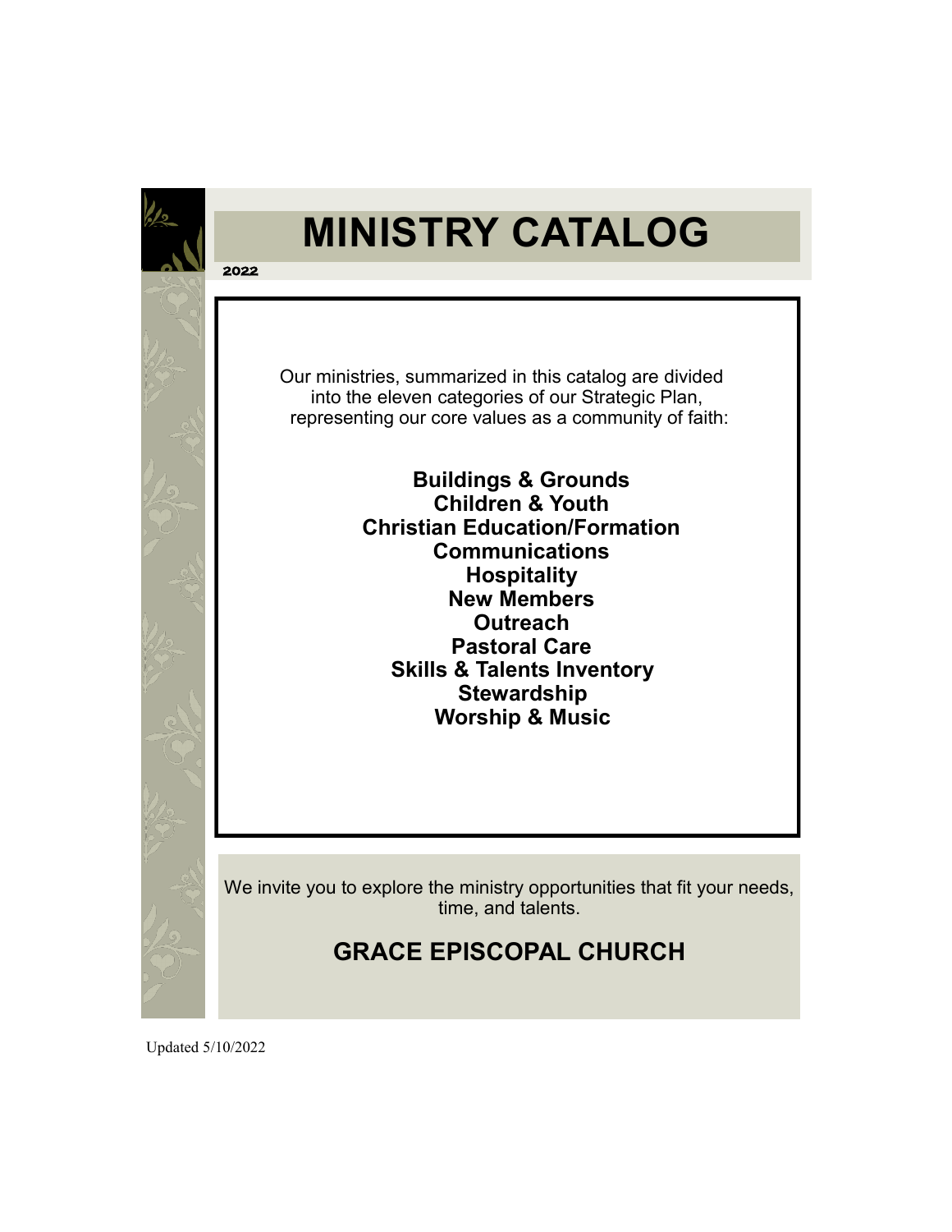# MINISTRY CATALOG

2022

Our ministries, summarized in this catalog are divided into the eleven categories of our Strategic Plan, representing our core values as a community of faith:

**Buildings & Grounds**
**Children & Youth**
**Christian Education/Formation**
**Communications**
**Hospitality**
**New Members**
**Outreach**
**Pastoral Care**
**Skills & Talents Inventory**
**Stewardship**
**Worship & Music**

We invite you to explore the ministry opportunities that fit your needs, time, and talents.

## GRACE EPISCOPAL CHURCH

Updated 5/10/2022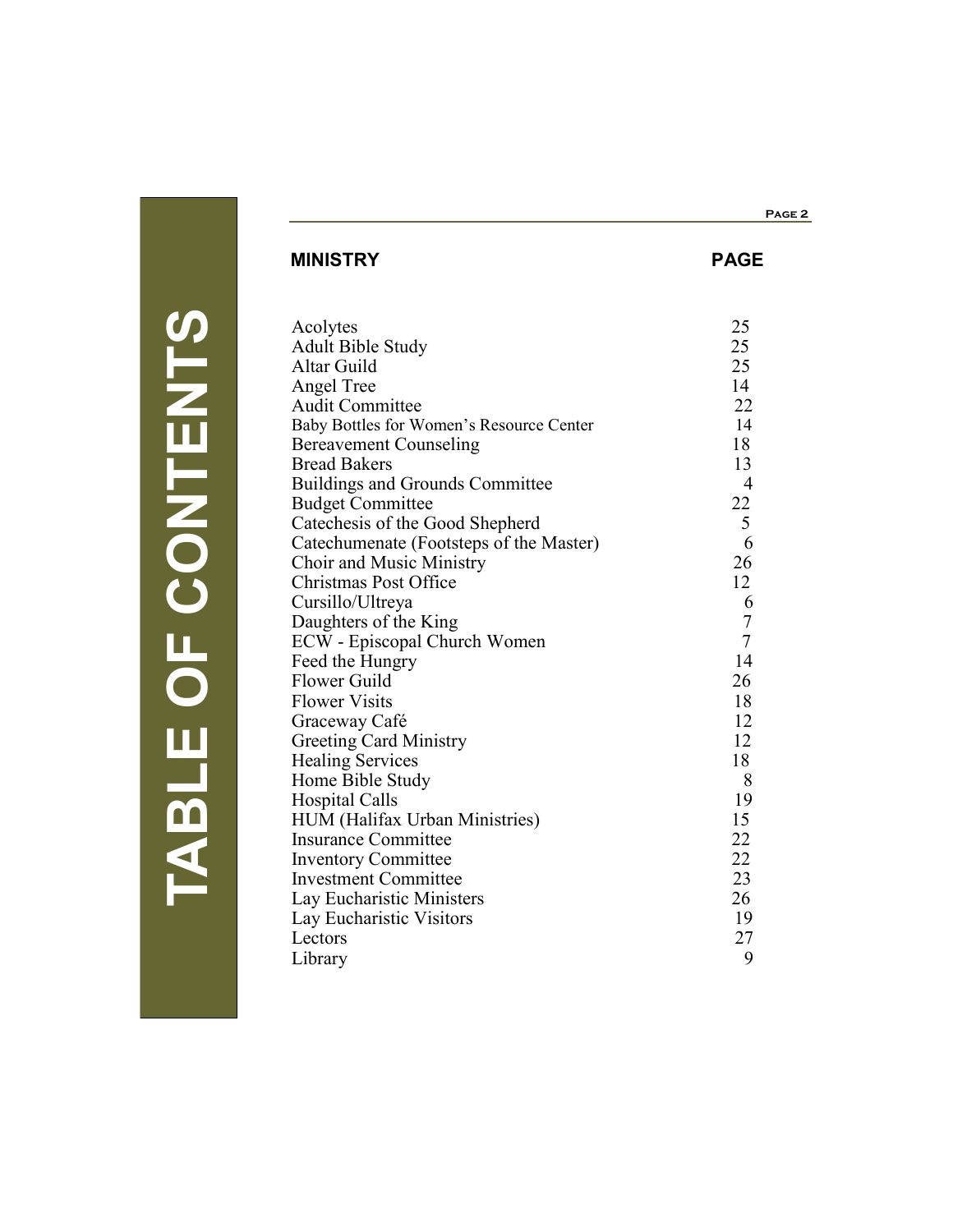# TABLE OF CONTENTS

| MINISTRY | PAGE |
|---|---|
| Acolytes | 25 |
| Adult Bible Study | 25 |
| Altar Guild | 25 |
| Angel Tree | 14 |
| Audit Committee | 22 |
| Baby Bottles for Women's Resource Center | 14 |
| Bereavement Counseling | 18 |
| Bread Bakers | 13 |
| Buildings and Grounds Committee | 4 |
| Budget Committee | 22 |
| Catechesis of the Good Shepherd | 5 |
| Catechumenate (Footsteps of the Master) | 6 |
| Choir and Music Ministry | 26 |
| Christmas Post Office | 12 |
| Cursillo/Ultreya | 6 |
| Daughters of the King | 7 |
| ECW - Episcopal Church Women | 7 |
| Feed the Hungry | 14 |
| Flower Guild | 26 |
| Flower Visits | 18 |
| Graceway Café | 12 |
| Greeting Card Ministry | 12 |
| Healing Services | 18 |
| Home Bible Study | 8 |
| Hospital Calls | 19 |
| HUM (Halifax Urban Ministries) | 15 |
| Insurance Committee | 22 |
| Inventory Committee | 22 |
| Investment Committee | 23 |
| Lay Eucharistic Ministers | 26 |
| Lay Eucharistic Visitors | 19 |
| Lectors | 27 |
| Library | 9 |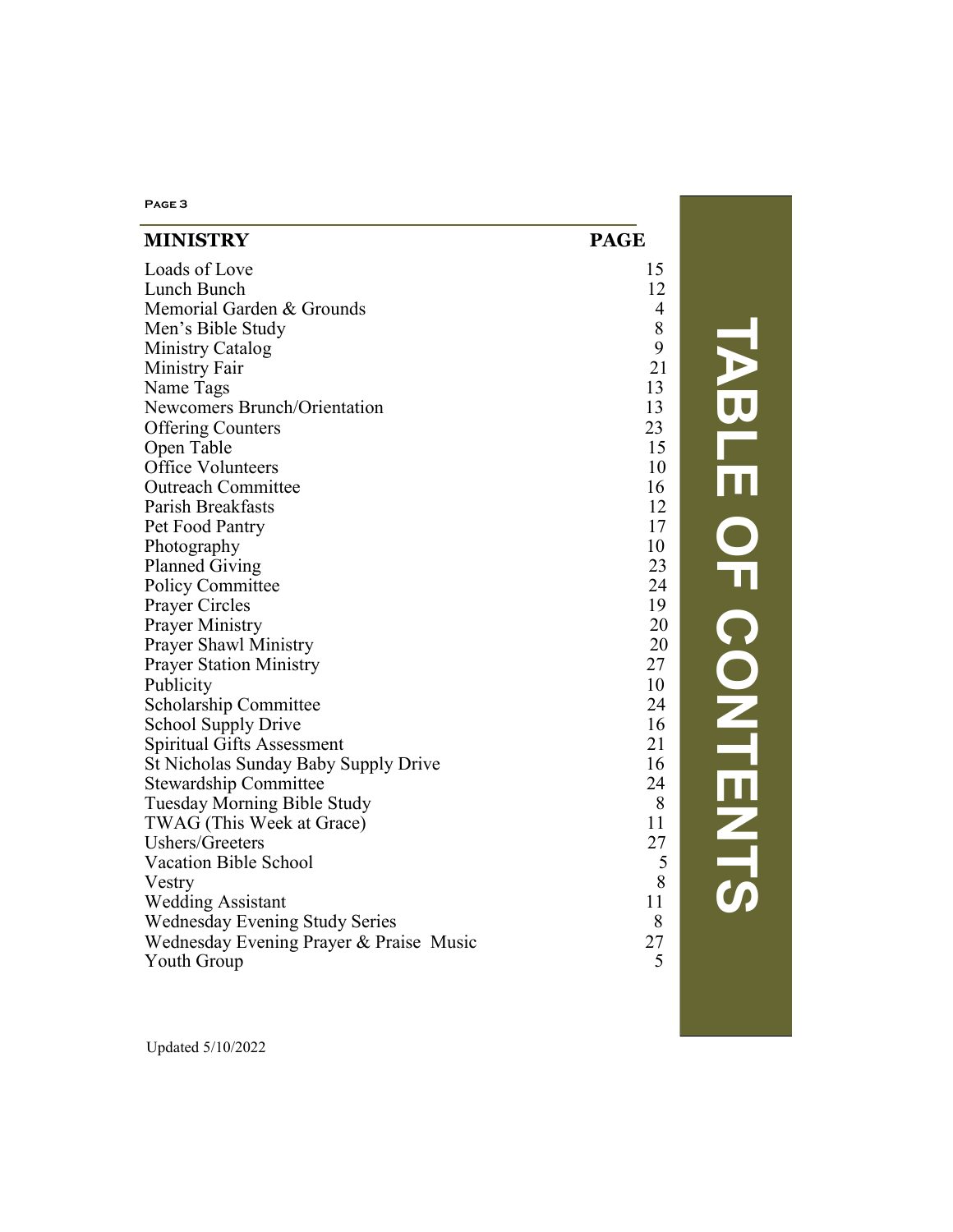# TABLE OF CONTENTS

| MINISTRY | PAGE |
|---|---|
| Loads of Love | 15 |
| Lunch Bunch | 12 |
| Memorial Garden & Grounds | 4 |
| Men's Bible Study | 8 |
| Ministry Catalog | 9 |
| Ministry Fair | 21 |
| Name Tags | 13 |
| Newcomers Brunch/Orientation | 13 |
| Offering Counters | 23 |
| Open Table | 15 |
| Office Volunteers | 10 |
| Outreach Committee | 16 |
| Parish Breakfasts | 12 |
| Pet Food Pantry | 17 |
| Photography | 10 |
| Planned Giving | 23 |
| Policy Committee | 24 |
| Prayer Circles | 19 |
| Prayer Ministry | 20 |
| Prayer Shawl Ministry | 20 |
| Prayer Station Ministry | 27 |
| Publicity | 10 |
| Scholarship Committee | 24 |
| School Supply Drive | 16 |
| Spiritual Gifts Assessment | 21 |
| St Nicholas Sunday Baby Supply Drive | 16 |
| Stewardship Committee | 24 |
| Tuesday Morning Bible Study | 8 |
| TWAG (This Week at Grace) | 11 |
| Ushers/Greeters | 27 |
| Vacation Bible School | 5 |
| Vestry | 8 |
| Wedding Assistant | 11 |
| Wednesday Evening Study Series | 8 |
| Wednesday Evening Prayer & Praise Music | 27 |
| Youth Group | 5 |

Updated 5/10/2022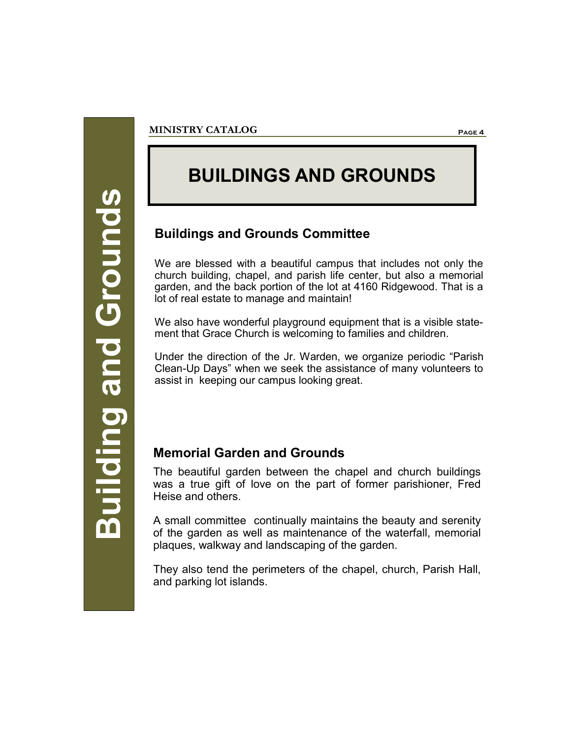# BUILDINGS AND GROUNDS

## Buildings and Grounds Committee

We are blessed with a beautiful campus that includes not only the church building, chapel, and parish life center, but also a memorial garden, and the back portion of the lot at 4160 Ridgewood. That is a lot of real estate to manage and maintain!

We also have wonderful playground equipment that is a visible statement that Grace Church is welcoming to families and children.

Under the direction of the Jr. Warden, we organize periodic "Parish Clean-Up Days" when we seek the assistance of many volunteers to assist in keeping our campus looking great.

## Memorial Garden and Grounds

The beautiful garden between the chapel and church buildings was a true gift of love on the part of former parishioner, Fred Heise and others.

A small committee continually maintains the beauty and serenity of the garden as well as maintenance of the waterfall, memorial plaques, walkway and landscaping of the garden.

They also tend the perimeters of the chapel, church, Parish Hall, and parking lot islands.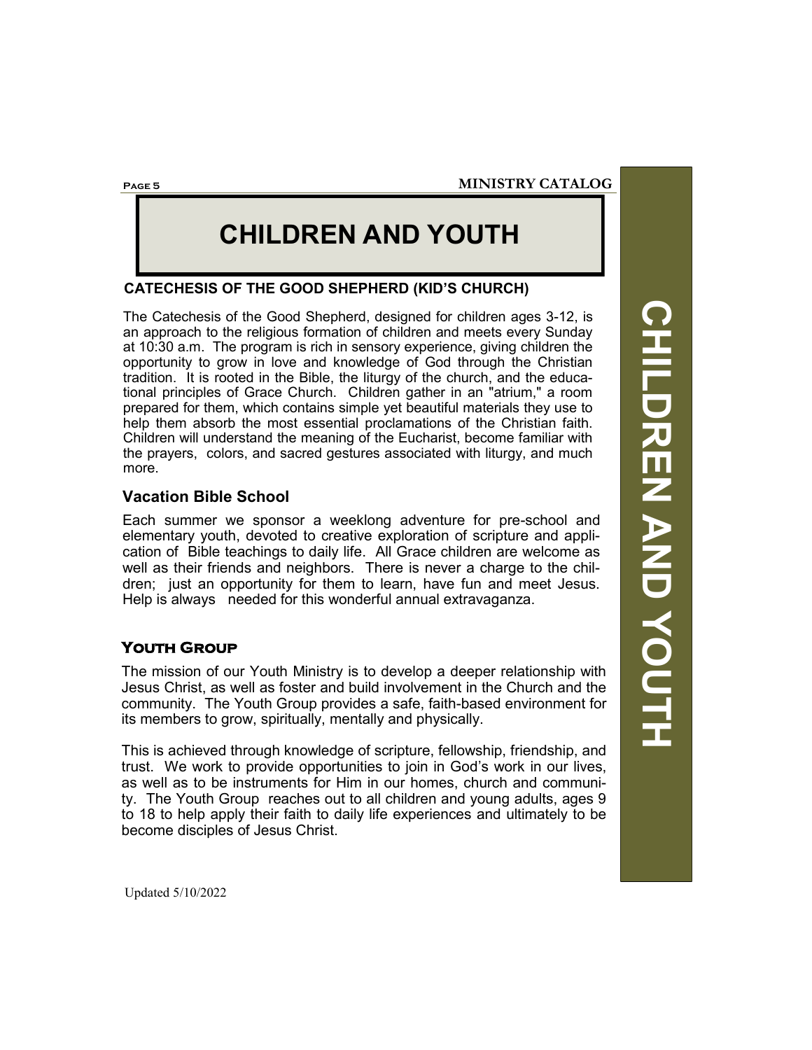# CHILDREN AND YOUTH

## CATECHESIS OF THE GOOD SHEPHERD (KID'S CHURCH)

The Catechesis of the Good Shepherd, designed for children ages 3-12, is an approach to the religious formation of children and meets every Sunday at 10:30 a.m. The program is rich in sensory experience, giving children the opportunity to grow in love and knowledge of God through the Christian tradition. It is rooted in the Bible, the liturgy of the church, and the educational principles of Grace Church. Children gather in an "atrium," a room prepared for them, which contains simple yet beautiful materials they use to help them absorb the most essential proclamations of the Christian faith. Children will understand the meaning of the Eucharist, become familiar with the prayers, colors, and sacred gestures associated with liturgy, and much more.

## Vacation Bible School

Each summer we sponsor a weeklong adventure for pre-school and elementary youth, devoted to creative exploration of scripture and application of Bible teachings to daily life. All Grace children are welcome as well as their friends and neighbors. There is never a charge to the children; just an opportunity for them to learn, have fun and meet Jesus. Help is always needed for this wonderful annual extravaganza.

## Youth Group

The mission of our Youth Ministry is to develop a deeper relationship with Jesus Christ, as well as foster and build involvement in the Church and the community. The Youth Group provides a safe, faith-based environment for its members to grow, spiritually, mentally and physically.

This is achieved through knowledge of scripture, fellowship, friendship, and trust. We work to provide opportunities to join in God's work in our lives, as well as to be instruments for Him in our homes, church and community. The Youth Group reaches out to all children and young adults, ages 9 to 18 to help apply their faith to daily life experiences and ultimately to be become disciples of Jesus Christ.

Updated 5/10/2022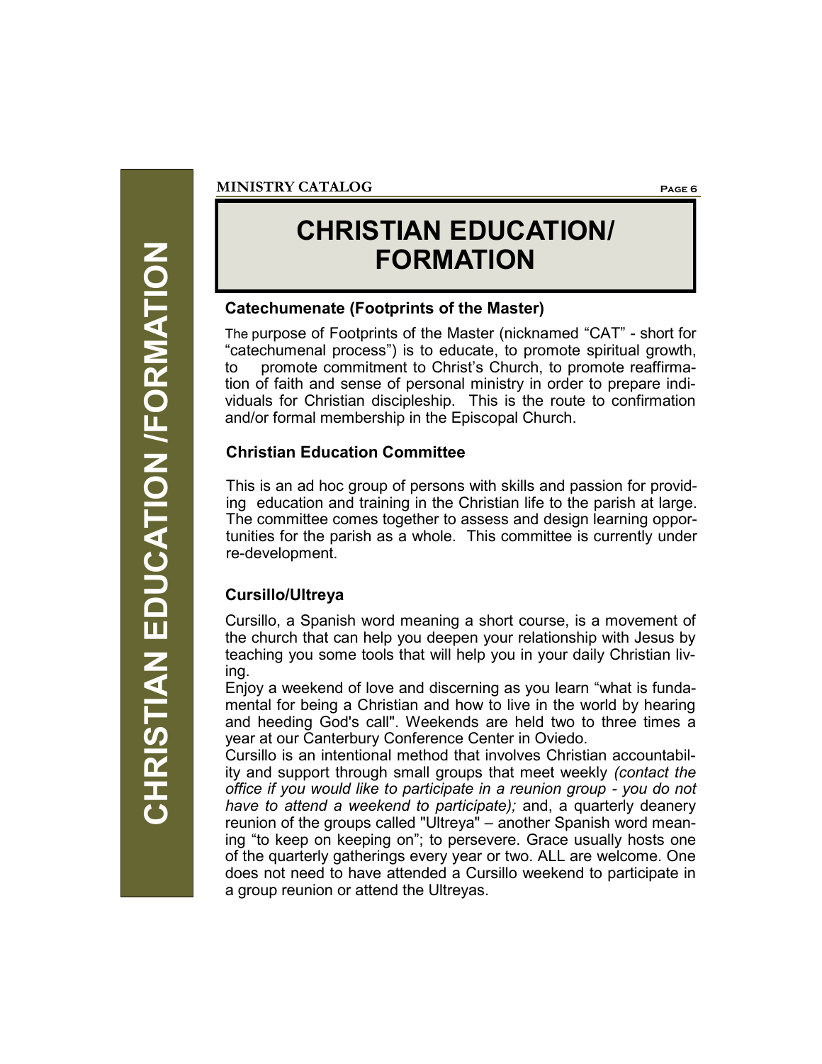# CHRISTIAN EDUCATION/ FORMATION

### Catechumenate (Footprints of the Master)

The purpose of Footprints of the Master (nicknamed "CAT" - short for "catechumenal process") is to educate, to promote spiritual growth, to promote commitment to Christ's Church, to promote reaffirmation of faith and sense of personal ministry in order to prepare individuals for Christian discipleship. This is the route to confirmation and/or formal membership in the Episcopal Church.

### Christian Education Committee

This is an ad hoc group of persons with skills and passion for providing education and training in the Christian life to the parish at large. The committee comes together to assess and design learning opportunities for the parish as a whole. This committee is currently under re-development.

### Cursillo/Ultreya

Cursillo, a Spanish word meaning a short course, is a movement of the church that can help you deepen your relationship with Jesus by teaching you some tools that will help you in your daily Christian living.

Enjoy a weekend of love and discerning as you learn "what is fundamental for being a Christian and how to live in the world by hearing and heeding God's call". Weekends are held two to three times a year at our Canterbury Conference Center in Oviedo.

Cursillo is an intentional method that involves Christian accountability and support through small groups that meet weekly *(contact the office if you would like to participate in a reunion group - you do not have to attend a weekend to participate);* and, a quarterly deanery reunion of the groups called "Ultreya" – another Spanish word meaning "to keep on keeping on"; to persevere. Grace usually hosts one of the quarterly gatherings every year or two. ALL are welcome. One does not need to have attended a Cursillo weekend to participate in a group reunion or attend the Ultreyas.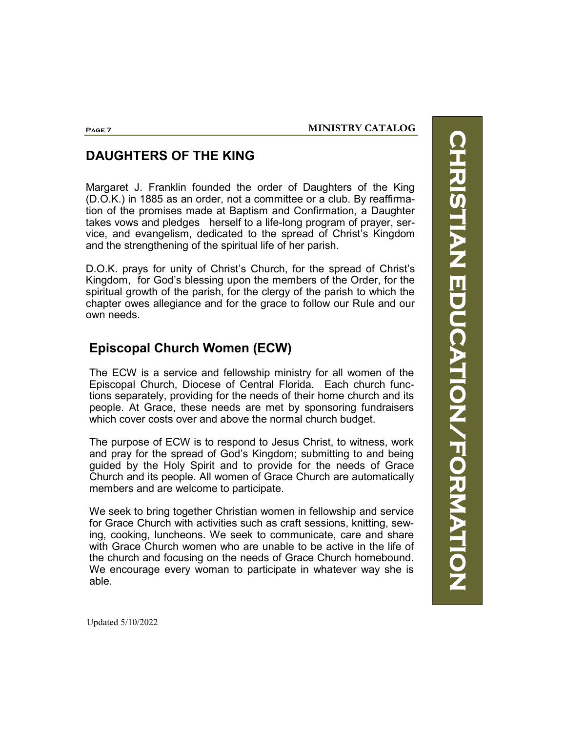## DAUGHTERS OF THE KING

Margaret J. Franklin founded the order of Daughters of the King (D.O.K.) in 1885 as an order, not a committee or a club. By reaffirmation of the promises made at Baptism and Confirmation, a Daughter takes vows and pledges herself to a life-long program of prayer, service, and evangelism, dedicated to the spread of Christ's Kingdom and the strengthening of the spiritual life of her parish.

D.O.K. prays for unity of Christ's Church, for the spread of Christ's Kingdom, for God's blessing upon the members of the Order, for the spiritual growth of the parish, for the clergy of the parish to which the chapter owes allegiance and for the grace to follow our Rule and our own needs.

## Episcopal Church Women (ECW)

The ECW is a service and fellowship ministry for all women of the Episcopal Church, Diocese of Central Florida. Each church functions separately, providing for the needs of their home church and its people. At Grace, these needs are met by sponsoring fundraisers which cover costs over and above the normal church budget.

The purpose of ECW is to respond to Jesus Christ, to witness, work and pray for the spread of God's Kingdom; submitting to and being guided by the Holy Spirit and to provide for the needs of Grace Church and its people. All women of Grace Church are automatically members and are welcome to participate.

We seek to bring together Christian women in fellowship and service for Grace Church with activities such as craft sessions, knitting, sewing, cooking, luncheons. We seek to communicate, care and share with Grace Church women who are unable to be active in the life of the church and focusing on the needs of Grace Church homebound. We encourage every woman to participate in whatever way she is able.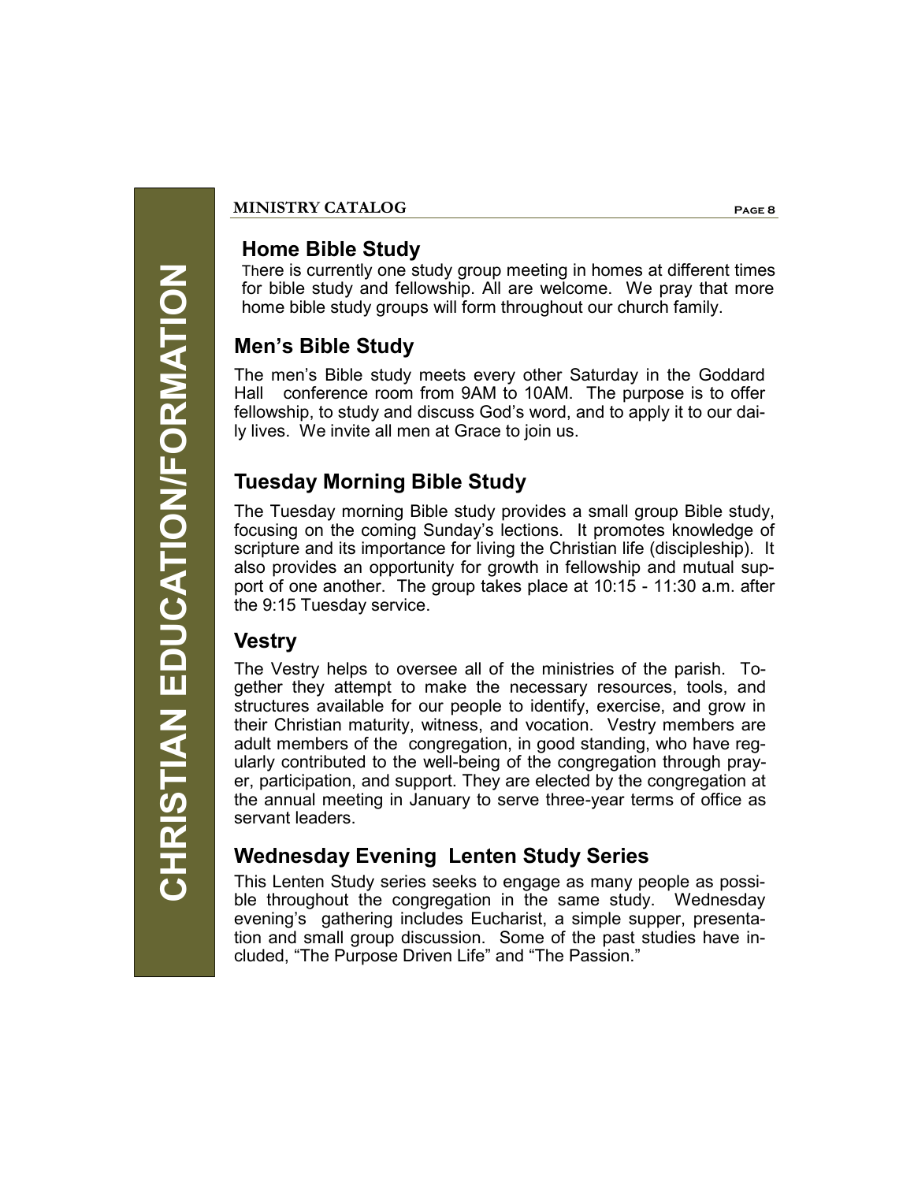# CHRISTIAN EDUCATION/FORMATION

## Home Bible Study

There is currently one study group meeting in homes at different times for bible study and fellowship. All are welcome. We pray that more home bible study groups will form throughout our church family.

## Men's Bible Study

The men's Bible study meets every other Saturday in the Goddard Hall conference room from 9AM to 10AM. The purpose is to offer fellowship, to study and discuss God's word, and to apply it to our daily lives. We invite all men at Grace to join us.

## Tuesday Morning Bible Study

The Tuesday morning Bible study provides a small group Bible study, focusing on the coming Sunday's lections. It promotes knowledge of scripture and its importance for living the Christian life (discipleship). It also provides an opportunity for growth in fellowship and mutual support of one another. The group takes place at 10:15 - 11:30 a.m. after the 9:15 Tuesday service.

## Vestry

The Vestry helps to oversee all of the ministries of the parish. Together they attempt to make the necessary resources, tools, and structures available for our people to identify, exercise, and grow in their Christian maturity, witness, and vocation. Vestry members are adult members of the congregation, in good standing, who have regularly contributed to the well-being of the congregation through prayer, participation, and support. They are elected by the congregation at the annual meeting in January to serve three-year terms of office as servant leaders.

## Wednesday Evening Lenten Study Series

This Lenten Study series seeks to engage as many people as possible throughout the congregation in the same study. Wednesday evening's gathering includes Eucharist, a simple supper, presentation and small group discussion. Some of the past studies have included, "The Purpose Driven Life" and "The Passion."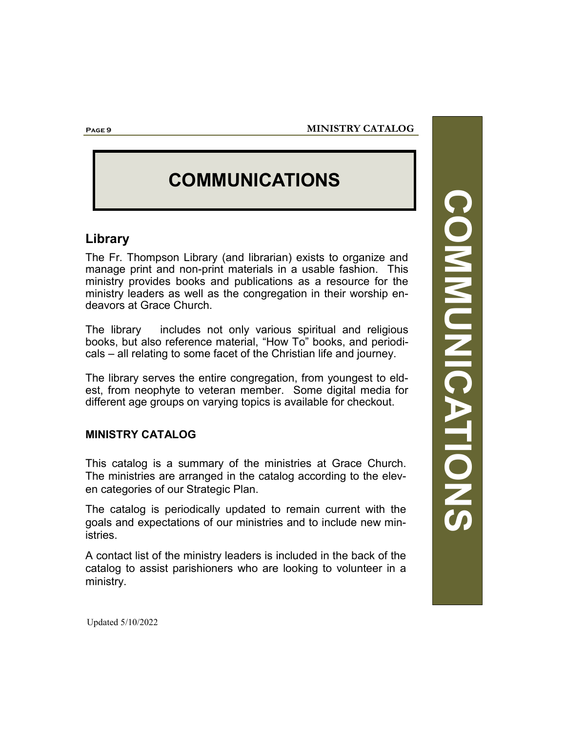# COMMUNICATIONS

## Library

The Fr. Thompson Library (and librarian) exists to organize and manage print and non-print materials in a usable fashion. This ministry provides books and publications as a resource for the ministry leaders as well as the congregation in their worship endeavors at Grace Church.

The library includes not only various spiritual and religious books, but also reference material, "How To" books, and periodicals – all relating to some facet of the Christian life and journey.

The library serves the entire congregation, from youngest to eldest, from neophyte to veteran member. Some digital media for different age groups on varying topics is available for checkout.

### MINISTRY CATALOG

This catalog is a summary of the ministries at Grace Church. The ministries are arranged in the catalog according to the eleven categories of our Strategic Plan.

The catalog is periodically updated to remain current with the goals and expectations of our ministries and to include new ministries.

A contact list of the ministry leaders is included in the back of the catalog to assist parishioners who are looking to volunteer in a ministry.

Updated 5/10/2022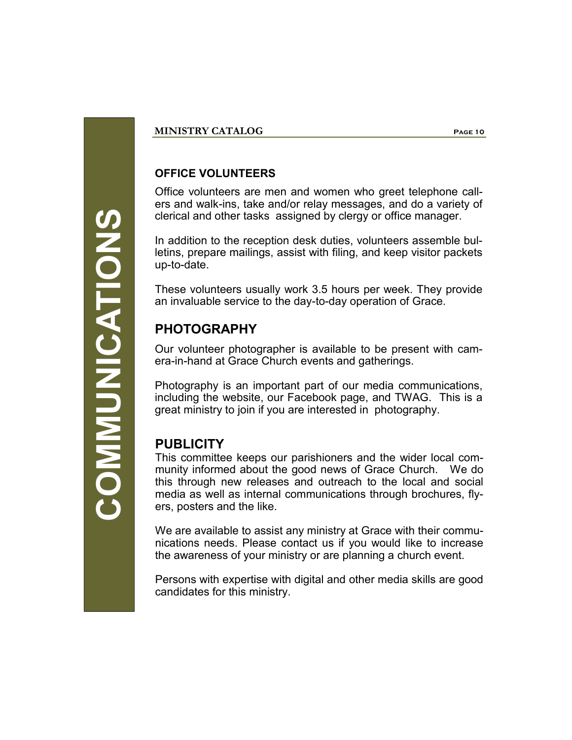# COMMUNICATIONS

### OFFICE VOLUNTEERS

Office volunteers are men and women who greet telephone callers and walk-ins, take and/or relay messages, and do a variety of clerical and other tasks assigned by clergy or office manager.

In addition to the reception desk duties, volunteers assemble bulletins, prepare mailings, assist with filing, and keep visitor packets up-to-date.

These volunteers usually work 3.5 hours per week. They provide an invaluable service to the day-to-day operation of Grace.

## PHOTOGRAPHY

Our volunteer photographer is available to be present with camera-in-hand at Grace Church events and gatherings.

Photography is an important part of our media communications, including the website, our Facebook page, and TWAG. This is a great ministry to join if you are interested in photography.

## PUBLICITY

This committee keeps our parishioners and the wider local community informed about the good news of Grace Church. We do this through new releases and outreach to the local and social media as well as internal communications through brochures, flyers, posters and the like.

We are available to assist any ministry at Grace with their communications needs. Please contact us if you would like to increase the awareness of your ministry or are planning a church event.

Persons with expertise with digital and other media skills are good candidates for this ministry.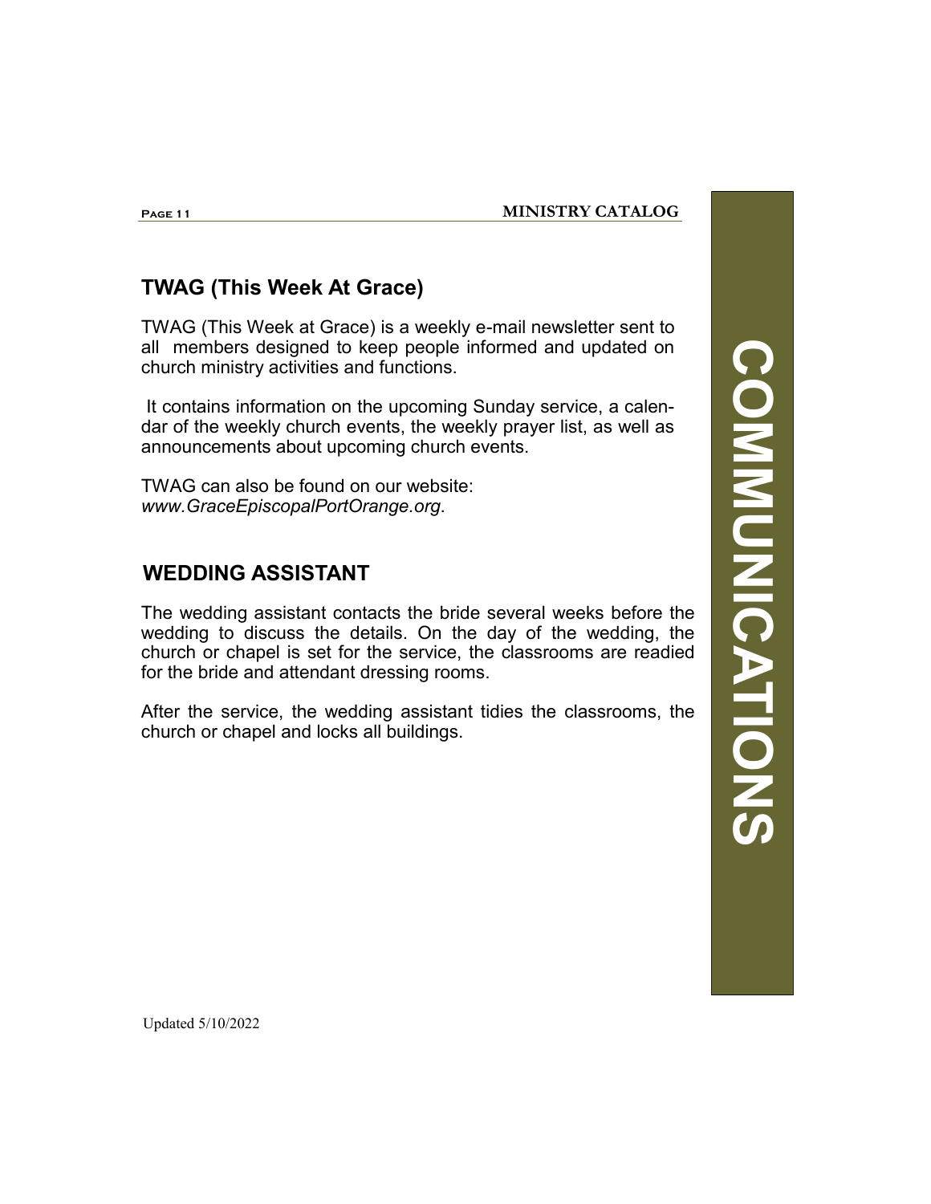## TWAG (This Week At Grace)

TWAG (This Week at Grace) is a weekly e-mail newsletter sent to all members designed to keep people informed and updated on church ministry activities and functions.

It contains information on the upcoming Sunday service, a calendar of the weekly church events, the weekly prayer list, as well as announcements about upcoming church events.

TWAG can also be found on our website: *www.GraceEpiscopalPortOrange.org*.

## WEDDING ASSISTANT

The wedding assistant contacts the bride several weeks before the wedding to discuss the details. On the day of the wedding, the church or chapel is set for the service, the classrooms are readied for the bride and attendant dressing rooms.

After the service, the wedding assistant tidies the classrooms, the church or chapel and locks all buildings.

COMMUNICATIONS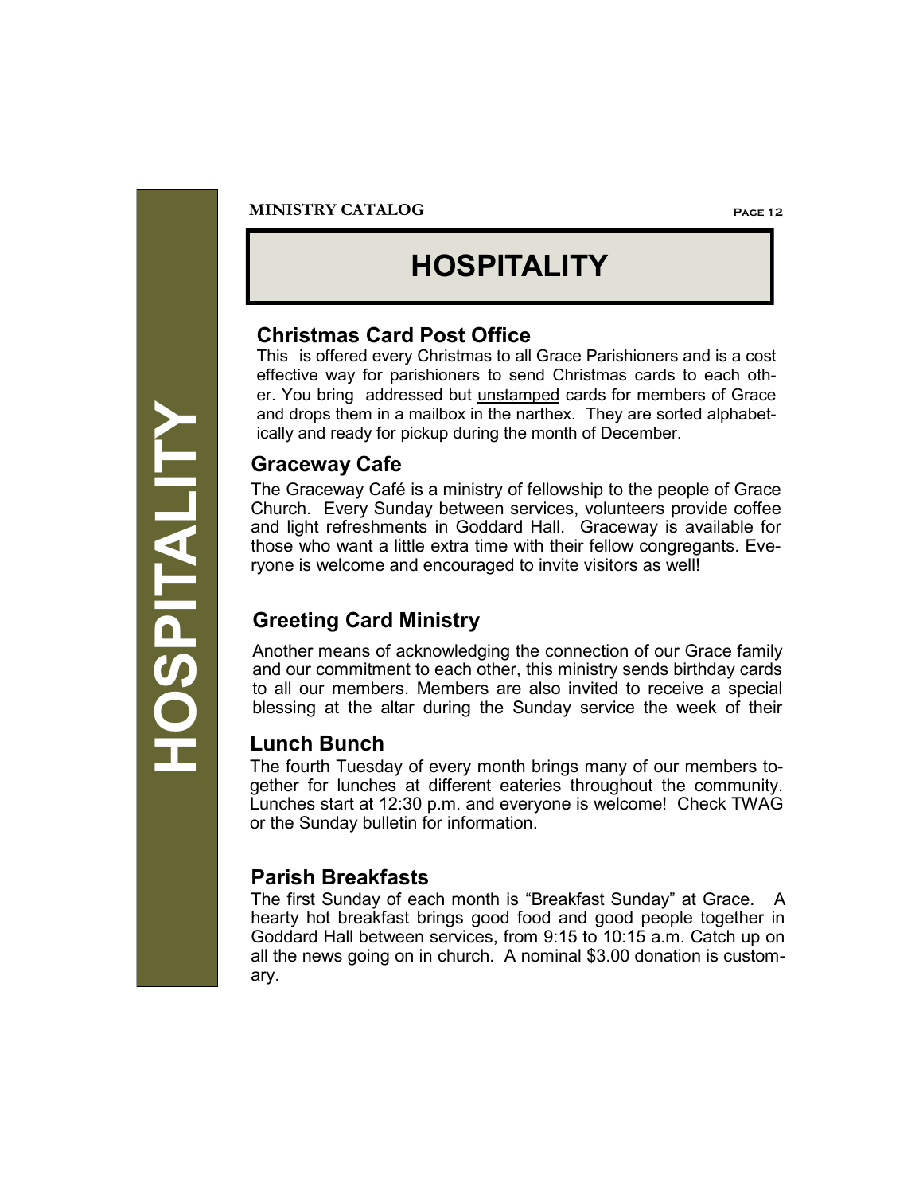# HOSPITALITY

## Christmas Card Post Office

This is offered every Christmas to all Grace Parishioners and is a cost effective way for parishioners to send Christmas cards to each other. You bring addressed but unstamped cards for members of Grace and drops them in a mailbox in the narthex. They are sorted alphabetically and ready for pickup during the month of December.

## Graceway Cafe

The Graceway Café is a ministry of fellowship to the people of Grace Church. Every Sunday between services, volunteers provide coffee and light refreshments in Goddard Hall. Graceway is available for those who want a little extra time with their fellow congregants. Everyone is welcome and encouraged to invite visitors as well!

## Greeting Card Ministry

Another means of acknowledging the connection of our Grace family and our commitment to each other, this ministry sends birthday cards to all our members. Members are also invited to receive a special blessing at the altar during the Sunday service the week of their

## Lunch Bunch

The fourth Tuesday of every month brings many of our members together for lunches at different eateries throughout the community. Lunches start at 12:30 p.m. and everyone is welcome! Check TWAG or the Sunday bulletin for information.

## Parish Breakfasts

The first Sunday of each month is "Breakfast Sunday" at Grace. A hearty hot breakfast brings good food and good people together in Goddard Hall between services, from 9:15 to 10:15 a.m. Catch up on all the news going on in church. A nominal $3.00 donation is customary.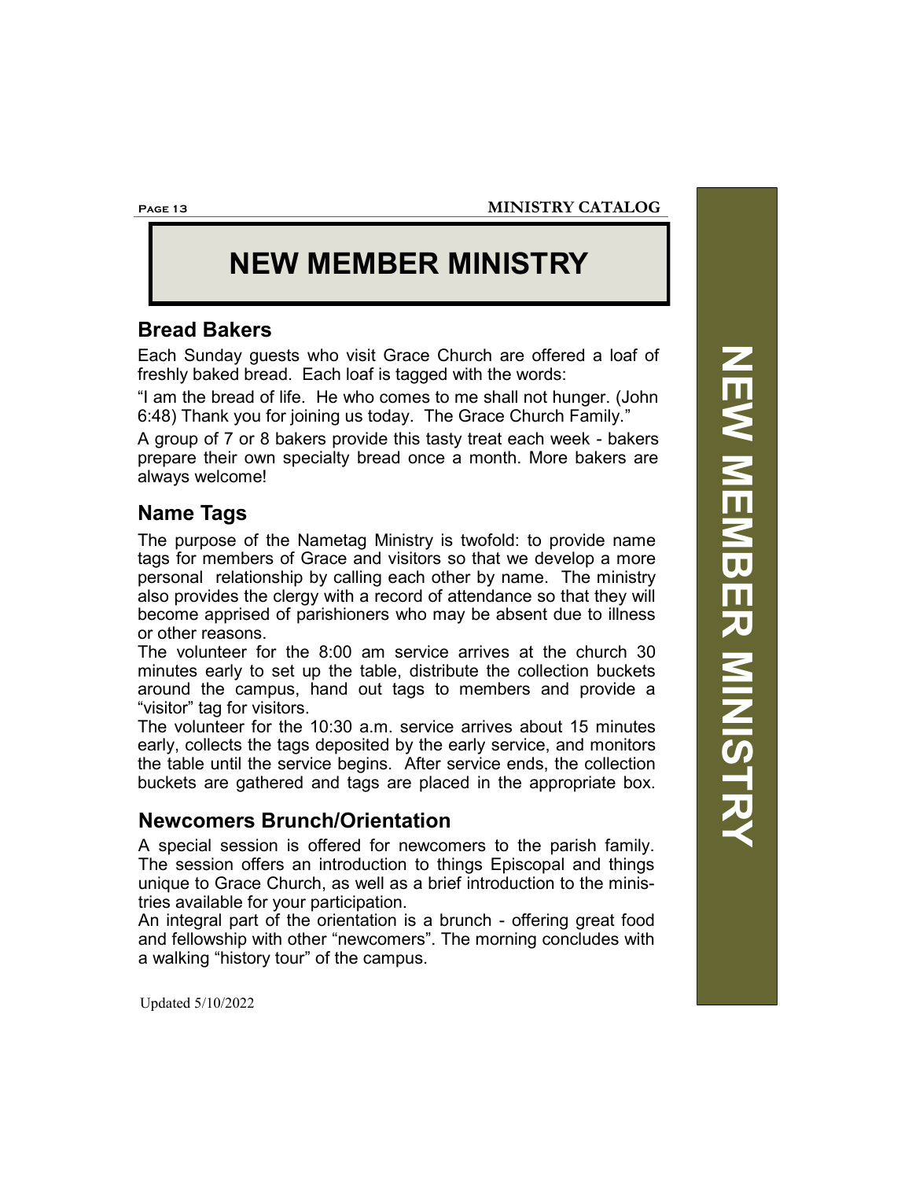# NEW MEMBER MINISTRY

## Bread Bakers

Each Sunday guests who visit Grace Church are offered a loaf of freshly baked bread. Each loaf is tagged with the words:

"I am the bread of life. He who comes to me shall not hunger. (John 6:48) Thank you for joining us today. The Grace Church Family."

A group of 7 or 8 bakers provide this tasty treat each week - bakers prepare their own specialty bread once a month. More bakers are always welcome!

## Name Tags

The purpose of the Nametag Ministry is twofold: to provide name tags for members of Grace and visitors so that we develop a more personal relationship by calling each other by name. The ministry also provides the clergy with a record of attendance so that they will become apprised of parishioners who may be absent due to illness or other reasons.

The volunteer for the 8:00 am service arrives at the church 30 minutes early to set up the table, distribute the collection buckets around the campus, hand out tags to members and provide a "visitor" tag for visitors.

The volunteer for the 10:30 a.m. service arrives about 15 minutes early, collects the tags deposited by the early service, and monitors the table until the service begins. After service ends, the collection buckets are gathered and tags are placed in the appropriate box.

## Newcomers Brunch/Orientation

A special session is offered for newcomers to the parish family. The session offers an introduction to things Episcopal and things unique to Grace Church, as well as a brief introduction to the ministries available for your participation.

An integral part of the orientation is a brunch - offering great food and fellowship with other "newcomers". The morning concludes with a walking "history tour" of the campus.

Updated 5/10/2022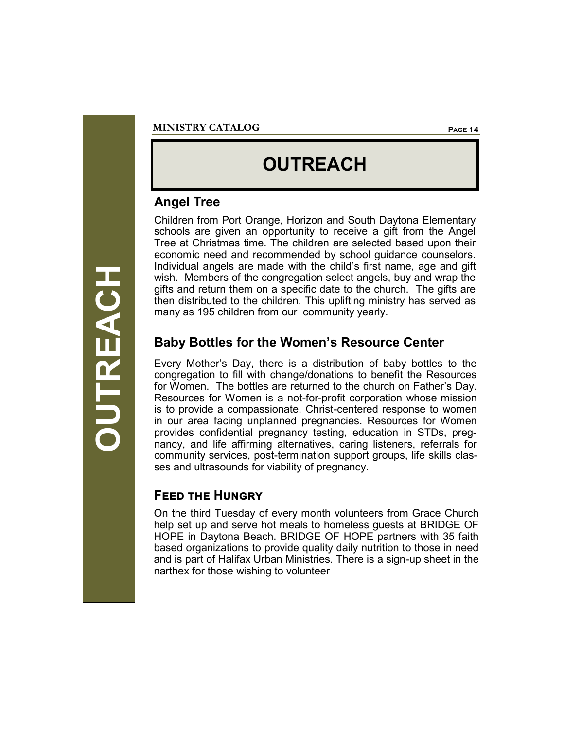# OUTREACH

## Angel Tree

Children from Port Orange, Horizon and South Daytona Elementary schools are given an opportunity to receive a gift from the Angel Tree at Christmas time. The children are selected based upon their economic need and recommended by school guidance counselors. Individual angels are made with the child's first name, age and gift wish. Members of the congregation select angels, buy and wrap the gifts and return them on a specific date to the church. The gifts are then distributed to the children. This uplifting ministry has served as many as 195 children from our community yearly.

## Baby Bottles for the Women's Resource Center

Every Mother's Day, there is a distribution of baby bottles to the congregation to fill with change/donations to benefit the Resources for Women. The bottles are returned to the church on Father's Day. Resources for Women is a not-for-profit corporation whose mission is to provide a compassionate, Christ-centered response to women in our area facing unplanned pregnancies. Resources for Women provides confidential pregnancy testing, education in STDs, pregnancy, and life affirming alternatives, caring listeners, referrals for community services, post-termination support groups, life skills classes and ultrasounds for viability of pregnancy.

## Feed the Hungry

On the third Tuesday of every month volunteers from Grace Church help set up and serve hot meals to homeless guests at BRIDGE OF HOPE in Daytona Beach. BRIDGE OF HOPE partners with 35 faith based organizations to provide quality daily nutrition to those in need and is part of Halifax Urban Ministries. There is a sign-up sheet in the narthex for those wishing to volunteer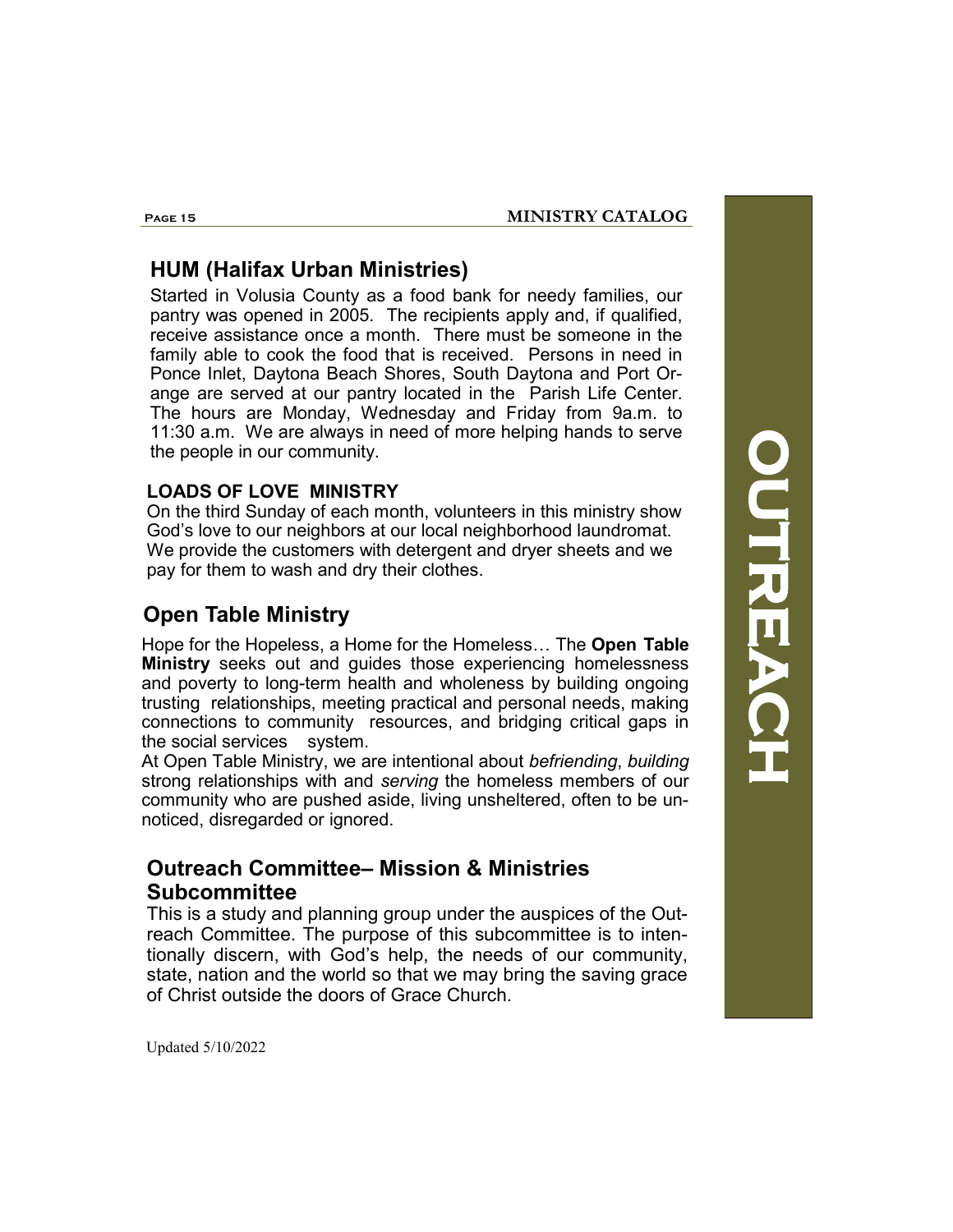## HUM (Halifax Urban Ministries)

Started in Volusia County as a food bank for needy families, our pantry was opened in 2005. The recipients apply and, if qualified, receive assistance once a month. There must be someone in the family able to cook the food that is received. Persons in need in Ponce Inlet, Daytona Beach Shores, South Daytona and Port Orange are served at our pantry located in the Parish Life Center. The hours are Monday, Wednesday and Friday from 9a.m. to 11:30 a.m. We are always in need of more helping hands to serve the people in our community.

### LOADS OF LOVE MINISTRY

On the third Sunday of each month, volunteers in this ministry show God's love to our neighbors at our local neighborhood laundromat. We provide the customers with detergent and dryer sheets and we pay for them to wash and dry their clothes.

## Open Table Ministry

Hope for the Hopeless, a Home for the Homeless… The **Open Table Ministry** seeks out and guides those experiencing homelessness and poverty to long-term health and wholeness by building ongoing trusting relationships, meeting practical and personal needs, making connections to community resources, and bridging critical gaps in the social services system.

At Open Table Ministry, we are intentional about *befriending*, *building* strong relationships with and *serving* the homeless members of our community who are pushed aside, living unsheltered, often to be unnoticed, disregarded or ignored.

## Outreach Committee– Mission & Ministries Subcommittee

This is a study and planning group under the auspices of the Outreach Committee. The purpose of this subcommittee is to intentionally discern, with God's help, the needs of our community, state, nation and the world so that we may bring the saving grace of Christ outside the doors of Grace Church.

Updated 5/10/2022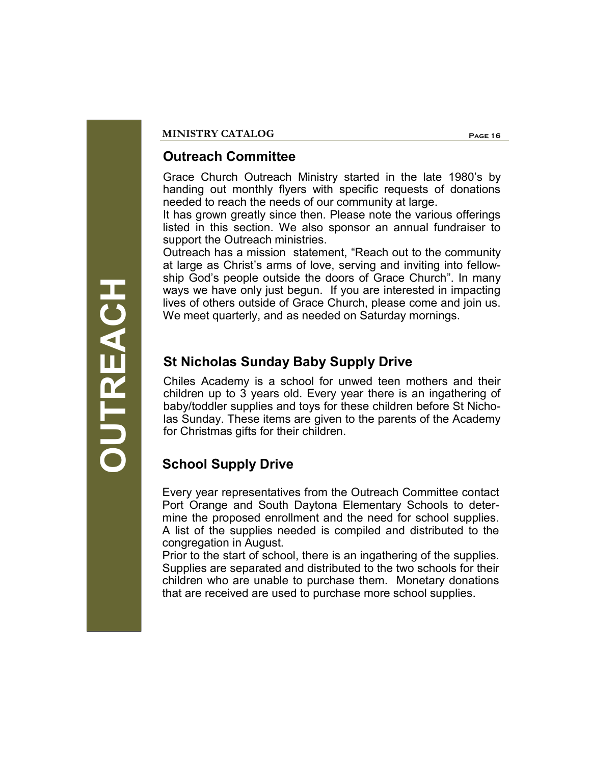## Outreach Committee

Grace Church Outreach Ministry started in the late 1980's by handing out monthly flyers with specific requests of donations needed to reach the needs of our community at large.

It has grown greatly since then. Please note the various offerings listed in this section. We also sponsor an annual fundraiser to support the Outreach ministries.

Outreach has a mission statement, "Reach out to the community at large as Christ's arms of love, serving and inviting into fellowship God's people outside the doors of Grace Church". In many ways we have only just begun. If you are interested in impacting lives of others outside of Grace Church, please come and join us. We meet quarterly, and as needed on Saturday mornings.

## St Nicholas Sunday Baby Supply Drive

Chiles Academy is a school for unwed teen mothers and their children up to 3 years old. Every year there is an ingathering of baby/toddler supplies and toys for these children before St Nicholas Sunday. These items are given to the parents of the Academy for Christmas gifts for their children.

## School Supply Drive

Every year representatives from the Outreach Committee contact Port Orange and South Daytona Elementary Schools to determine the proposed enrollment and the need for school supplies. A list of the supplies needed is compiled and distributed to the congregation in August.

Prior to the start of school, there is an ingathering of the supplies. Supplies are separated and distributed to the two schools for their children who are unable to purchase them. Monetary donations that are received are used to purchase more school supplies.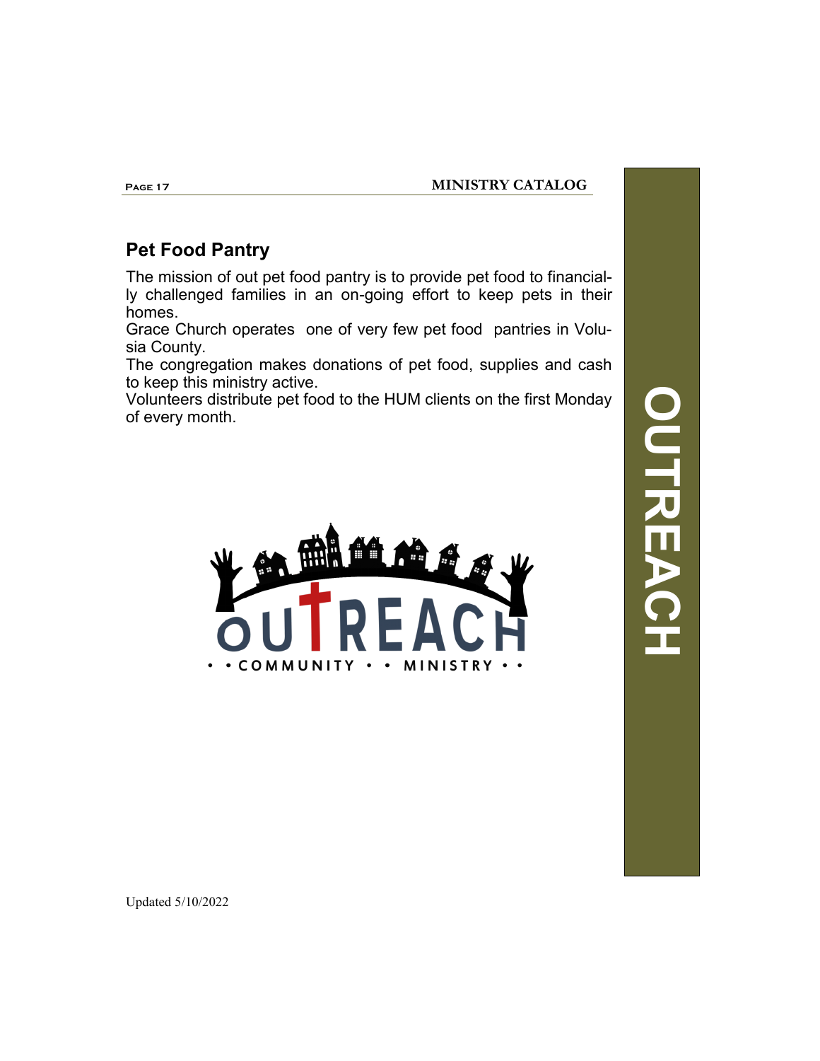## Pet Food Pantry

The mission of out pet food pantry is to provide pet food to financially challenged families in an on-going effort to keep pets in their homes.

Grace Church operates one of very few pet food pantries in Volusia County.

The congregation makes donations of pet food, supplies and cash to keep this ministry active.

Volunteers distribute pet food to the HUM clients on the first Monday of every month.

Updated 5/10/2022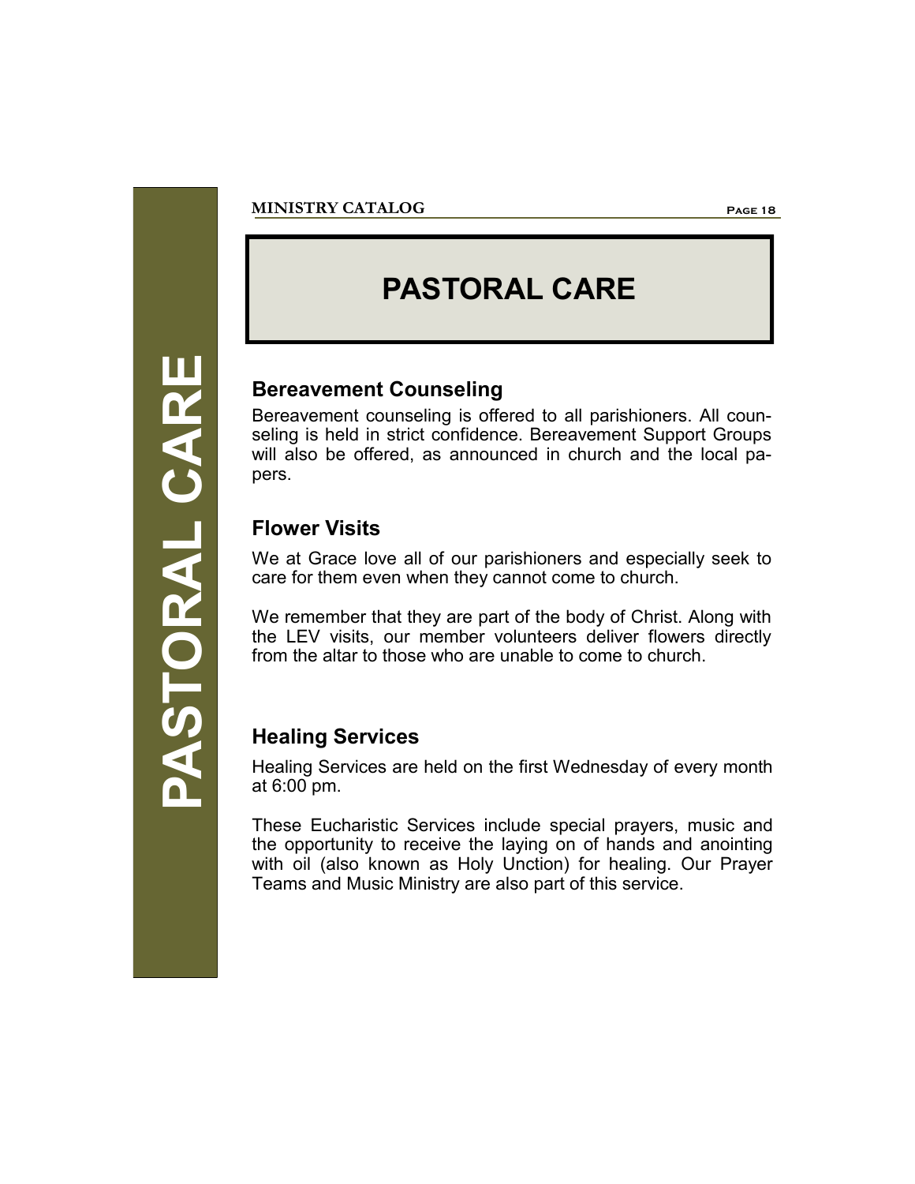# PASTORAL CARE

## Bereavement Counseling

Bereavement counseling is offered to all parishioners. All counseling is held in strict confidence. Bereavement Support Groups will also be offered, as announced in church and the local papers.

## Flower Visits

We at Grace love all of our parishioners and especially seek to care for them even when they cannot come to church.

We remember that they are part of the body of Christ. Along with the LEV visits, our member volunteers deliver flowers directly from the altar to those who are unable to come to church.

## Healing Services

Healing Services are held on the first Wednesday of every month at 6:00 pm.

These Eucharistic Services include special prayers, music and the opportunity to receive the laying on of hands and anointing with oil (also known as Holy Unction) for healing. Our Prayer Teams and Music Ministry are also part of this service.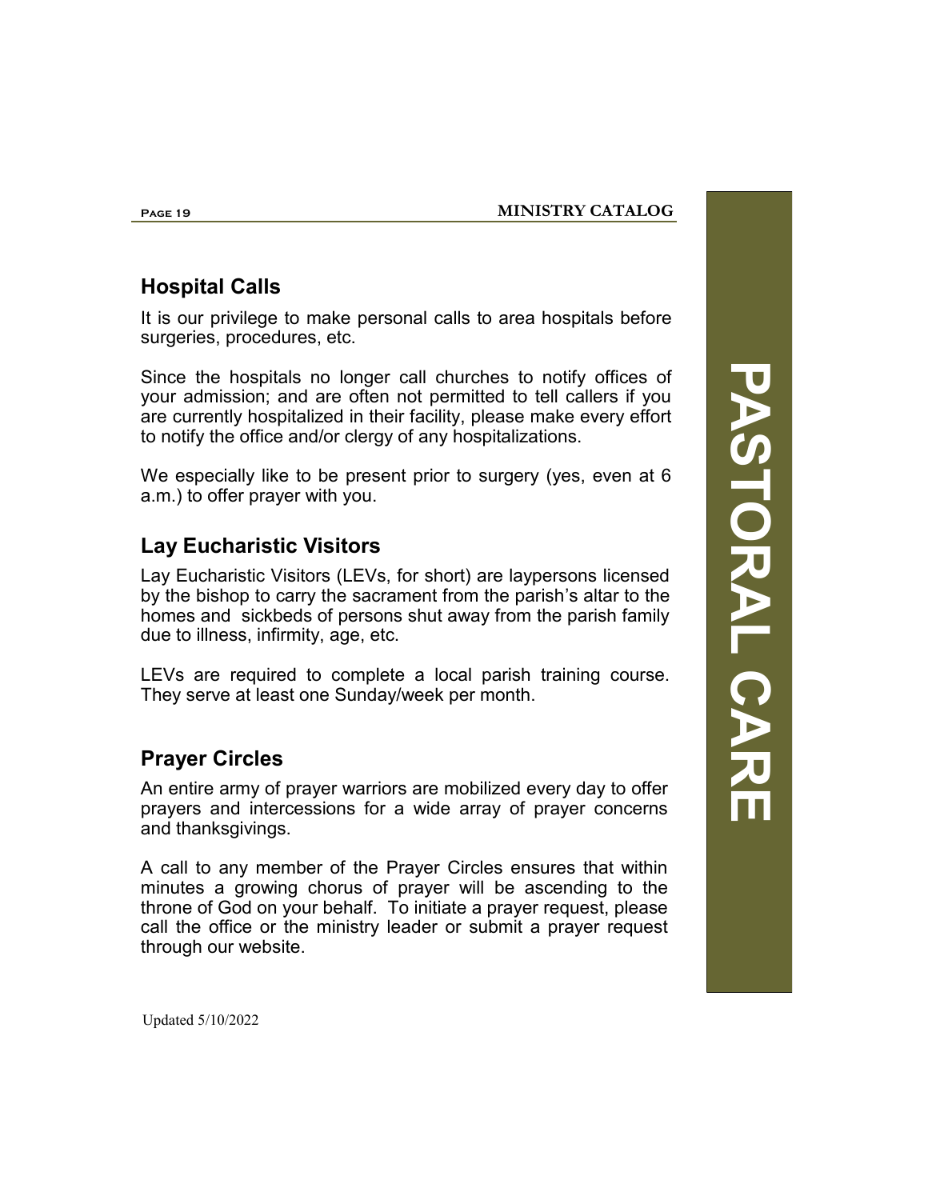## Hospital Calls

It is our privilege to make personal calls to area hospitals before surgeries, procedures, etc.

Since the hospitals no longer call churches to notify offices of your admission; and are often not permitted to tell callers if you are currently hospitalized in their facility, please make every effort to notify the office and/or clergy of any hospitalizations.

We especially like to be present prior to surgery (yes, even at 6 a.m.) to offer prayer with you.

## Lay Eucharistic Visitors

Lay Eucharistic Visitors (LEVs, for short) are laypersons licensed by the bishop to carry the sacrament from the parish's altar to the homes and sickbeds of persons shut away from the parish family due to illness, infirmity, age, etc.

LEVs are required to complete a local parish training course. They serve at least one Sunday/week per month.

## Prayer Circles

An entire army of prayer warriors are mobilized every day to offer prayers and intercessions for a wide array of prayer concerns and thanksgivings.

A call to any member of the Prayer Circles ensures that within minutes a growing chorus of prayer will be ascending to the throne of God on your behalf. To initiate a prayer request, please call the office or the ministry leader or submit a prayer request through our website.

PASTORAL CARE

Updated 5/10/2022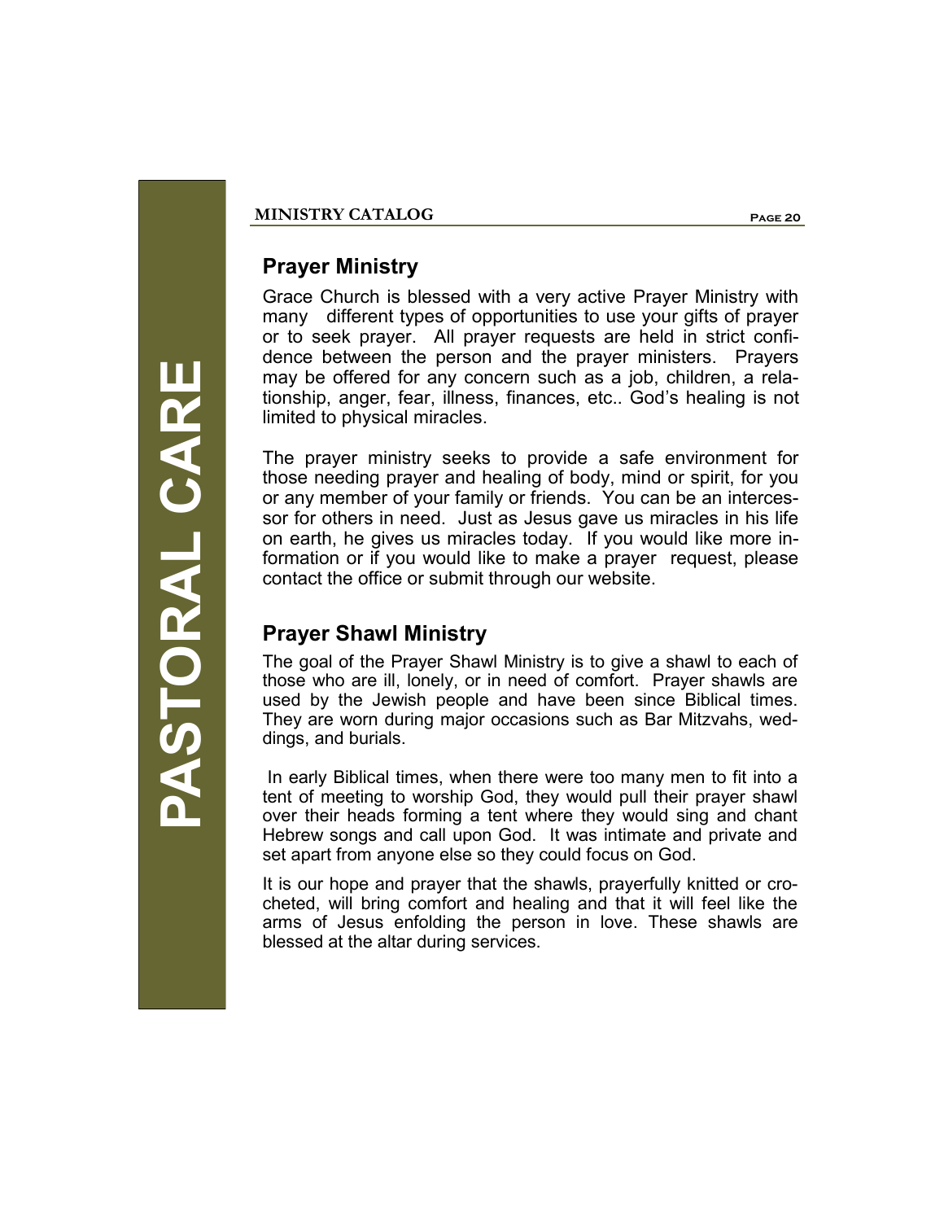# PASTORAL CARE

## Prayer Ministry

Grace Church is blessed with a very active Prayer Ministry with many different types of opportunities to use your gifts of prayer or to seek prayer. All prayer requests are held in strict confidence between the person and the prayer ministers. Prayers may be offered for any concern such as a job, children, a relationship, anger, fear, illness, finances, etc.. God's healing is not limited to physical miracles.

The prayer ministry seeks to provide a safe environment for those needing prayer and healing of body, mind or spirit, for you or any member of your family or friends. You can be an intercessor for others in need. Just as Jesus gave us miracles in his life on earth, he gives us miracles today. If you would like more information or if you would like to make a prayer request, please contact the office or submit through our website.

## Prayer Shawl Ministry

The goal of the Prayer Shawl Ministry is to give a shawl to each of those who are ill, lonely, or in need of comfort. Prayer shawls are used by the Jewish people and have been since Biblical times. They are worn during major occasions such as Bar Mitzvahs, weddings, and burials.

In early Biblical times, when there were too many men to fit into a tent of meeting to worship God, they would pull their prayer shawl over their heads forming a tent where they would sing and chant Hebrew songs and call upon God. It was intimate and private and set apart from anyone else so they could focus on God.

It is our hope and prayer that the shawls, prayerfully knitted or crocheted, will bring comfort and healing and that it will feel like the arms of Jesus enfolding the person in love. These shawls are blessed at the altar during services.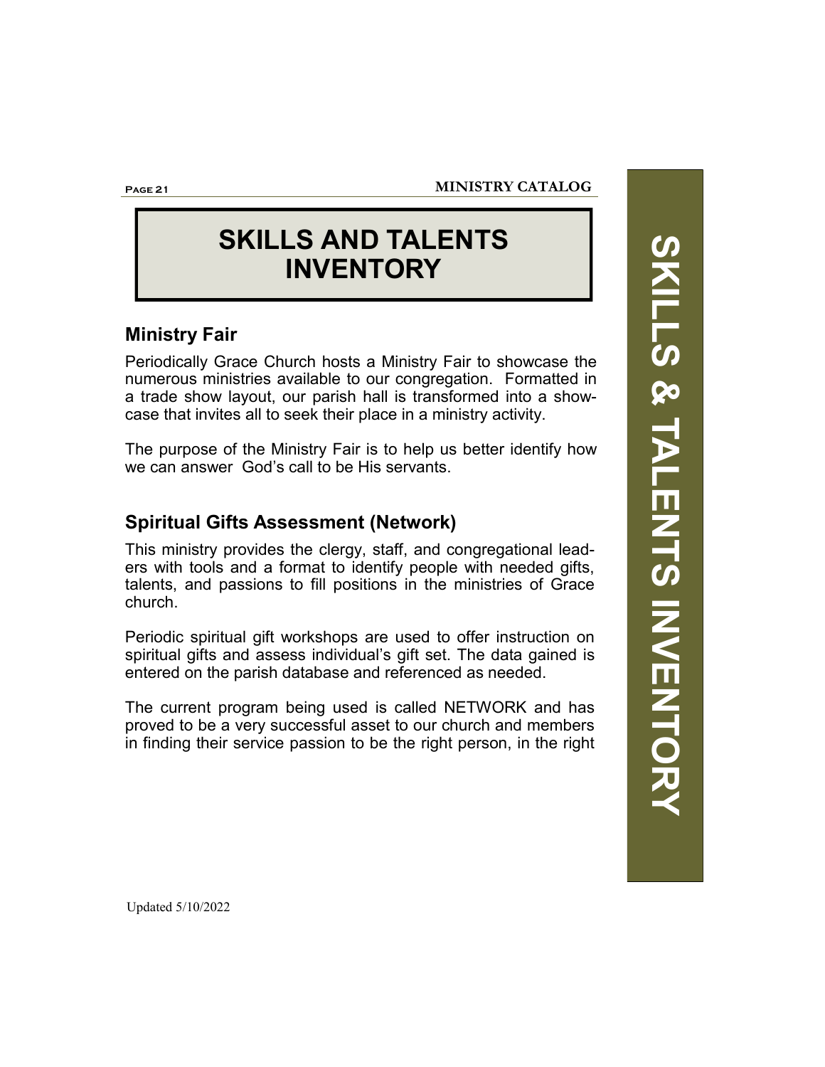# SKILLS AND TALENTS INVENTORY

## Ministry Fair

Periodically Grace Church hosts a Ministry Fair to showcase the numerous ministries available to our congregation. Formatted in a trade show layout, our parish hall is transformed into a showcase that invites all to seek their place in a ministry activity.

The purpose of the Ministry Fair is to help us better identify how we can answer God's call to be His servants.

## Spiritual Gifts Assessment (Network)

This ministry provides the clergy, staff, and congregational leaders with tools and a format to identify people with needed gifts, talents, and passions to fill positions in the ministries of Grace church.

Periodic spiritual gift workshops are used to offer instruction on spiritual gifts and assess individual's gift set. The data gained is entered on the parish database and referenced as needed.

The current program being used is called NETWORK and has proved to be a very successful asset to our church and members in finding their service passion to be the right person, in the right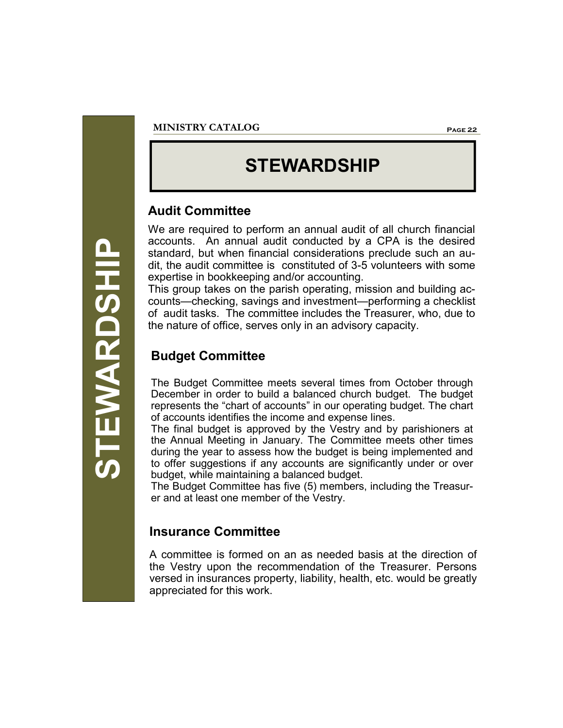# STEWARDSHIP

## Audit Committee

We are required to perform an annual audit of all church financial accounts. An annual audit conducted by a CPA is the desired standard, but when financial considerations preclude such an audit, the audit committee is constituted of 3-5 volunteers with some expertise in bookkeeping and/or accounting.

This group takes on the parish operating, mission and building accounts—checking, savings and investment—performing a checklist of audit tasks. The committee includes the Treasurer, who, due to the nature of office, serves only in an advisory capacity.

## Budget Committee

The Budget Committee meets several times from October through December in order to build a balanced church budget. The budget represents the "chart of accounts" in our operating budget. The chart of accounts identifies the income and expense lines.

The final budget is approved by the Vestry and by parishioners at the Annual Meeting in January. The Committee meets other times during the year to assess how the budget is being implemented and to offer suggestions if any accounts are significantly under or over budget, while maintaining a balanced budget.

The Budget Committee has five (5) members, including the Treasurer and at least one member of the Vestry.

## Insurance Committee

A committee is formed on an as needed basis at the direction of the Vestry upon the recommendation of the Treasurer. Persons versed in insurances property, liability, health, etc. would be greatly appreciated for this work.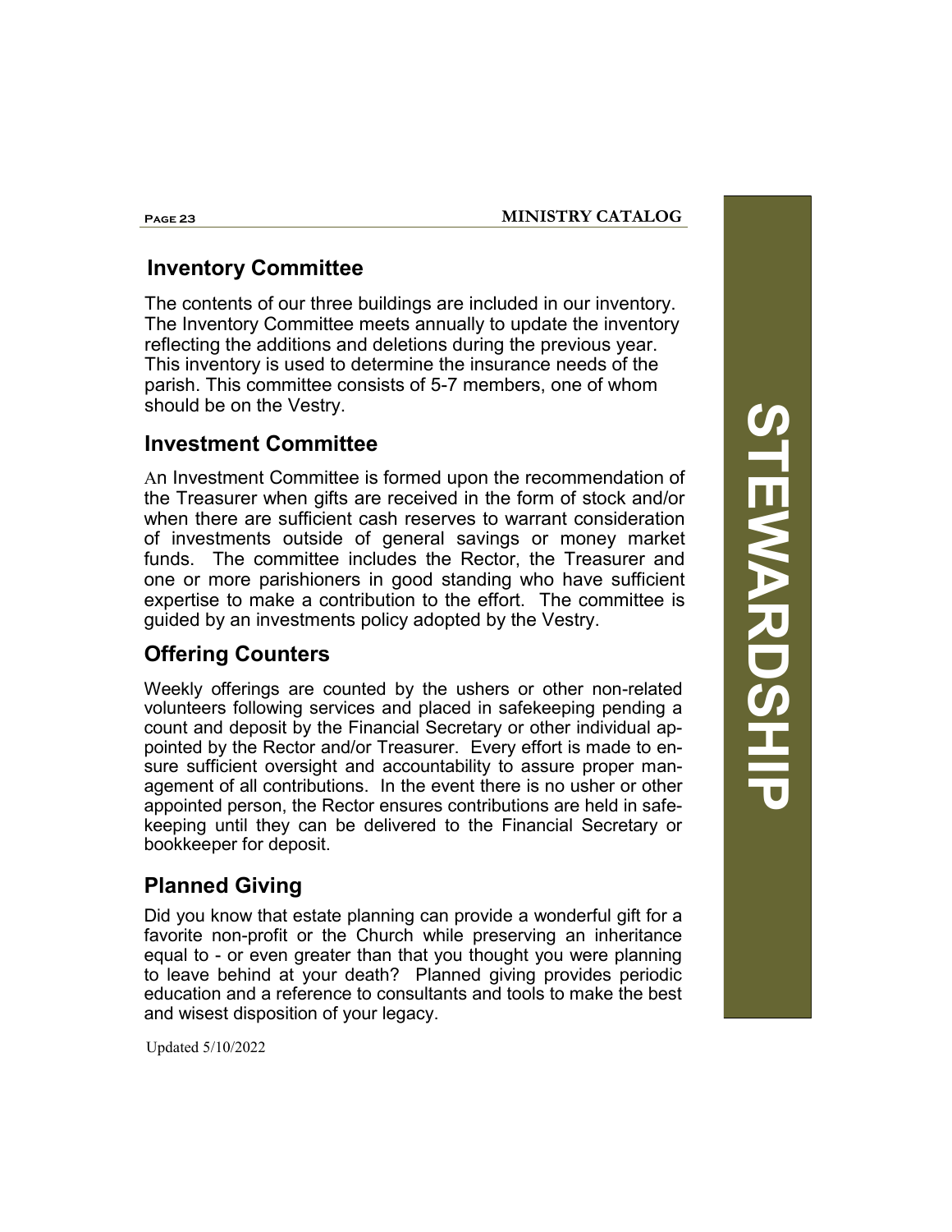## Inventory Committee

The contents of our three buildings are included in our inventory. The Inventory Committee meets annually to update the inventory reflecting the additions and deletions during the previous year. This inventory is used to determine the insurance needs of the parish. This committee consists of 5-7 members, one of whom should be on the Vestry.

## Investment Committee

An Investment Committee is formed upon the recommendation of the Treasurer when gifts are received in the form of stock and/or when there are sufficient cash reserves to warrant consideration of investments outside of general savings or money market funds. The committee includes the Rector, the Treasurer and one or more parishioners in good standing who have sufficient expertise to make a contribution to the effort. The committee is guided by an investments policy adopted by the Vestry.

## Offering Counters

Weekly offerings are counted by the ushers or other non-related volunteers following services and placed in safekeeping pending a count and deposit by the Financial Secretary or other individual appointed by the Rector and/or Treasurer. Every effort is made to ensure sufficient oversight and accountability to assure proper management of all contributions. In the event there is no usher or other appointed person, the Rector ensures contributions are held in safekeeping until they can be delivered to the Financial Secretary or bookkeeper for deposit.

## Planned Giving

Did you know that estate planning can provide a wonderful gift for a favorite non-profit or the Church while preserving an inheritance equal to - or even greater than that you thought you were planning to leave behind at your death? Planned giving provides periodic education and a reference to consultants and tools to make the best and wisest disposition of your legacy.

Updated 5/10/2022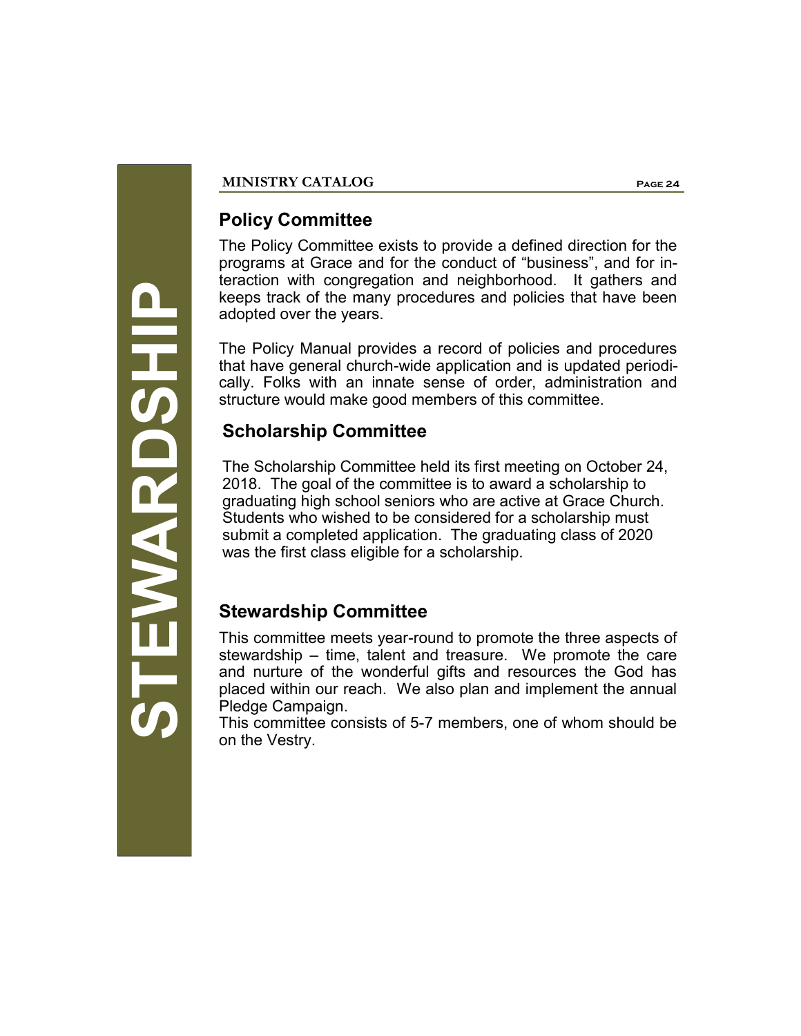# STEWARDSHIP

## Policy Committee

The Policy Committee exists to provide a defined direction for the programs at Grace and for the conduct of "business", and for interaction with congregation and neighborhood. It gathers and keeps track of the many procedures and policies that have been adopted over the years.

The Policy Manual provides a record of policies and procedures that have general church-wide application and is updated periodically. Folks with an innate sense of order, administration and structure would make good members of this committee.

## Scholarship Committee

The Scholarship Committee held its first meeting on October 24, 2018. The goal of the committee is to award a scholarship to graduating high school seniors who are active at Grace Church. Students who wished to be considered for a scholarship must submit a completed application. The graduating class of 2020 was the first class eligible for a scholarship.

## Stewardship Committee

This committee meets year-round to promote the three aspects of stewardship – time, talent and treasure. We promote the care and nurture of the wonderful gifts and resources the God has placed within our reach. We also plan and implement the annual Pledge Campaign.

This committee consists of 5-7 members, one of whom should be on the Vestry.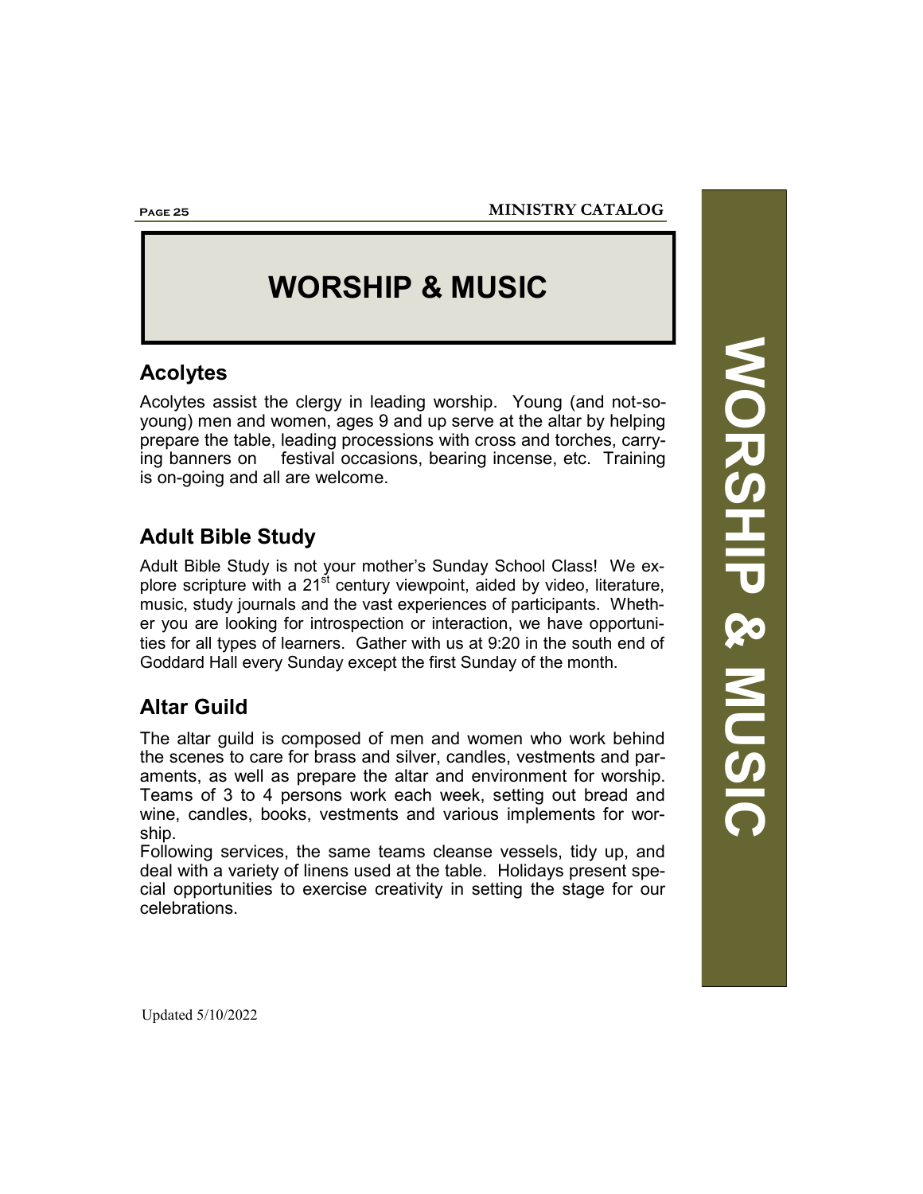# WORSHIP & MUSIC

## Acolytes

Acolytes assist the clergy in leading worship. Young (and not-so-young) men and women, ages 9 and up serve at the altar by helping prepare the table, leading processions with cross and torches, carrying banners on festival occasions, bearing incense, etc. Training is on-going and all are welcome.

## Adult Bible Study

Adult Bible Study is not your mother's Sunday School Class! We explore scripture with a 21st century viewpoint, aided by video, literature, music, study journals and the vast experiences of participants. Whether you are looking for introspection or interaction, we have opportunities for all types of learners. Gather with us at 9:20 in the south end of Goddard Hall every Sunday except the first Sunday of the month.

## Altar Guild

The altar guild is composed of men and women who work behind the scenes to care for brass and silver, candles, vestments and paraments, as well as prepare the altar and environment for worship. Teams of 3 to 4 persons work each week, setting out bread and wine, candles, books, vestments and various implements for worship.

Following services, the same teams cleanse vessels, tidy up, and deal with a variety of linens used at the table. Holidays present special opportunities to exercise creativity in setting the stage for our celebrations.

Updated 5/10/2022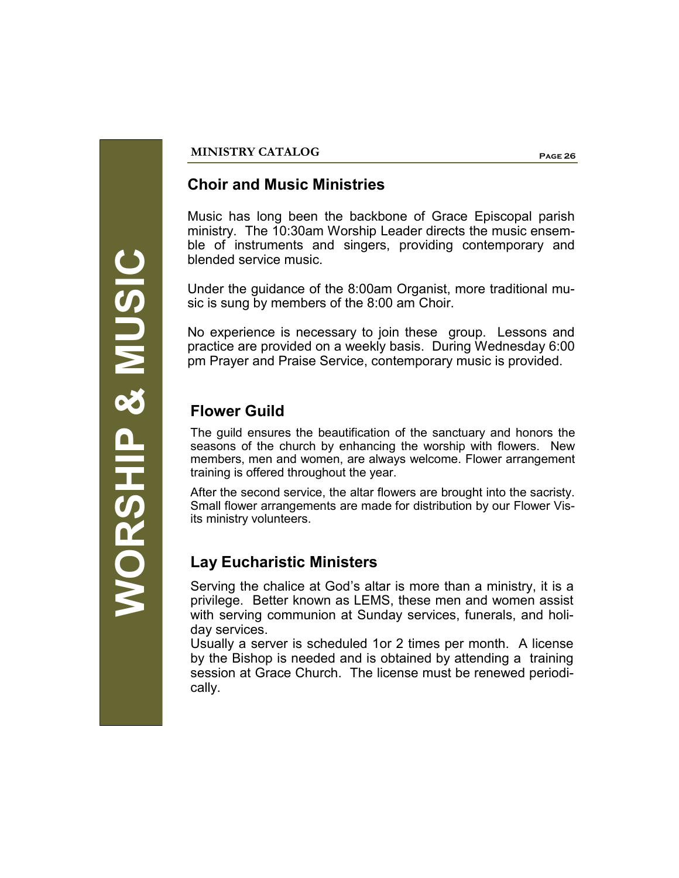# WORSHIP & MUSIC

## Choir and Music Ministries

Music has long been the backbone of Grace Episcopal parish ministry. The 10:30am Worship Leader directs the music ensemble of instruments and singers, providing contemporary and blended service music.

Under the guidance of the 8:00am Organist, more traditional music is sung by members of the 8:00 am Choir.

No experience is necessary to join these group. Lessons and practice are provided on a weekly basis. During Wednesday 6:00 pm Prayer and Praise Service, contemporary music is provided.

## Flower Guild

The guild ensures the beautification of the sanctuary and honors the seasons of the church by enhancing the worship with flowers. New members, men and women, are always welcome. Flower arrangement training is offered throughout the year.

After the second service, the altar flowers are brought into the sacristy. Small flower arrangements are made for distribution by our Flower Visits ministry volunteers.

## Lay Eucharistic Ministers

Serving the chalice at God's altar is more than a ministry, it is a privilege. Better known as LEMS, these men and women assist with serving communion at Sunday services, funerals, and holiday services.

Usually a server is scheduled 1or 2 times per month. A license by the Bishop is needed and is obtained by attending a training session at Grace Church. The license must be renewed periodically.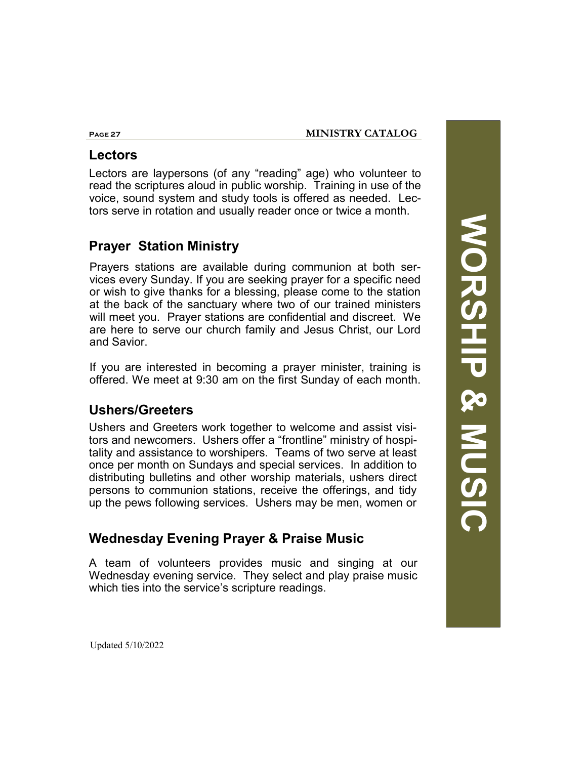## Lectors

Lectors are laypersons (of any "reading" age) who volunteer to read the scriptures aloud in public worship. Training in use of the voice, sound system and study tools is offered as needed. Lectors serve in rotation and usually reader once or twice a month.

## Prayer Station Ministry

Prayers stations are available during communion at both services every Sunday. If you are seeking prayer for a specific need or wish to give thanks for a blessing, please come to the station at the back of the sanctuary where two of our trained ministers will meet you. Prayer stations are confidential and discreet. We are here to serve our church family and Jesus Christ, our Lord and Savior.

If you are interested in becoming a prayer minister, training is offered. We meet at 9:30 am on the first Sunday of each month.

## Ushers/Greeters

Ushers and Greeters work together to welcome and assist visitors and newcomers. Ushers offer a "frontline" ministry of hospitality and assistance to worshipers. Teams of two serve at least once per month on Sundays and special services. In addition to distributing bulletins and other worship materials, ushers direct persons to communion stations, receive the offerings, and tidy up the pews following services. Ushers may be men, women or

## Wednesday Evening Prayer & Praise Music

A team of volunteers provides music and singing at our Wednesday evening service. They select and play praise music which ties into the service's scripture readings.

Updated 5/10/2022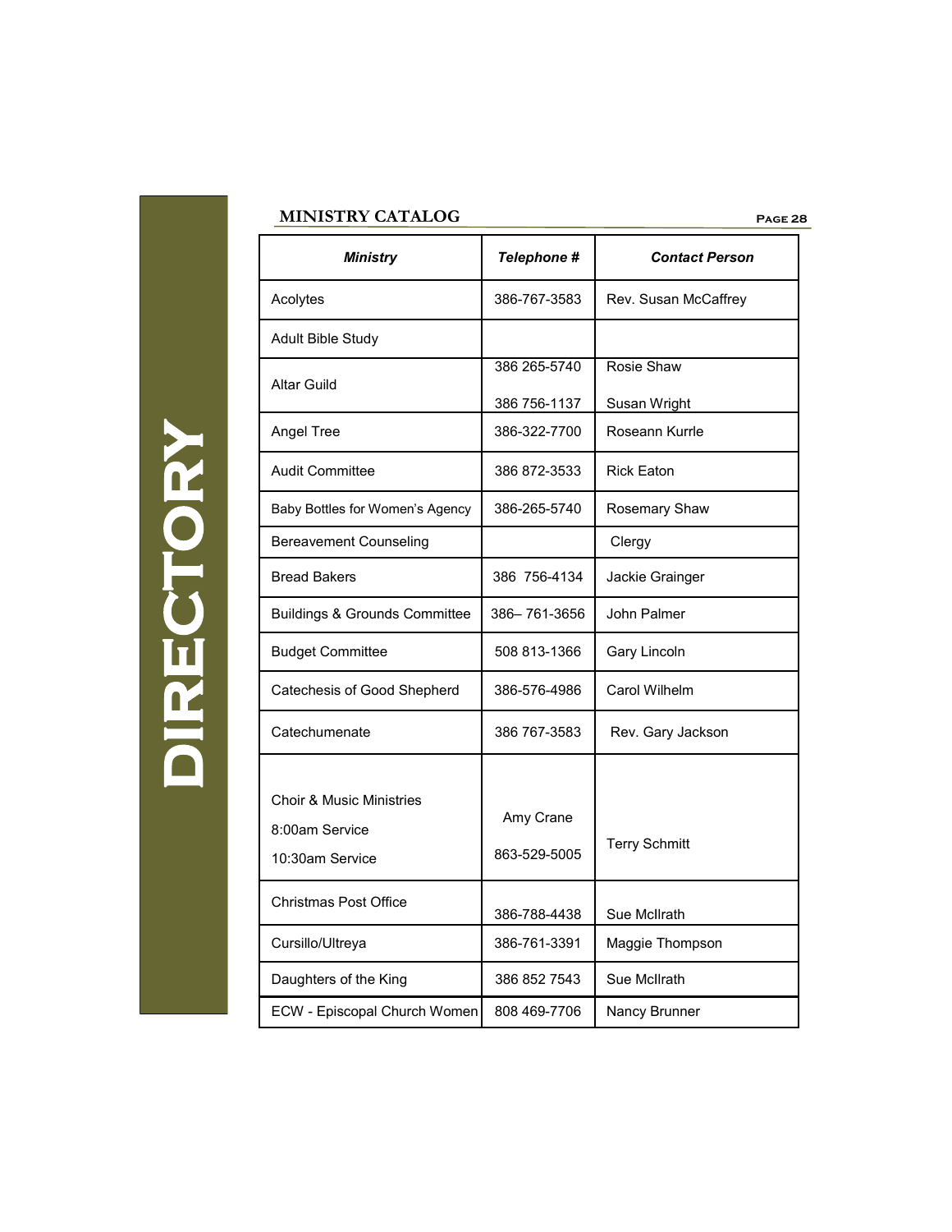DIRECTORY

## MINISTRY CATALOG

| Ministry | Telephone # | Contact Person |
|---|---|---|
| Acolytes | 386-767-3583 | Rev. Susan McCaffrey |
| Adult Bible Study | | |
| Altar Guild | 386 265-5740<br>386 756-1137 | Rosie Shaw<br>Susan Wright |
| Angel Tree | 386-322-7700 | Roseann Kurrle |
| Audit Committee | 386 872-3533 | Rick Eaton |
| Baby Bottles for Women's Agency | 386-265-5740 | Rosemary Shaw |
| Bereavement Counseling | | Clergy |
| Bread Bakers | 386 756-4134 | Jackie Grainger |
| Buildings & Grounds Committee | 386– 761-3656 | John Palmer |
| Budget Committee | 508 813-1366 | Gary Lincoln |
| Catechesis of Good Shepherd | 386-576-4986 | Carol Wilhelm |
| Catechumenate | 386 767-3583 | Rev. Gary Jackson |
| Choir & Music Ministries<br>8:00am Service<br>10:30am Service | Amy Crane<br>863-529-5005 | Terry Schmitt |
| Christmas Post Office | 386-788-4438 | Sue McIlrath |
| Cursillo/Ultreya | 386-761-3391 | Maggie Thompson |
| Daughters of the King | 386 852 7543 | Sue McIlrath |
| ECW - Episcopal Church Women | 808 469-7706 | Nancy Brunner |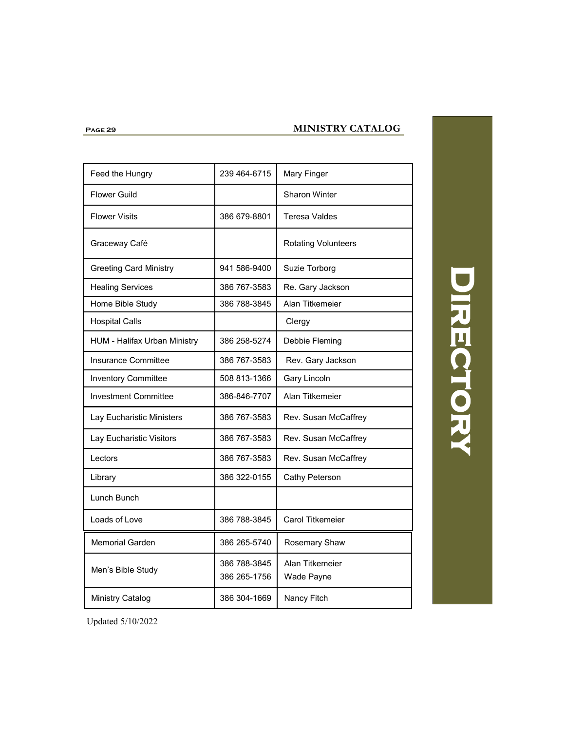| Feed the Hungry | 239 464-6715 | Mary Finger |
|---|---|---|
| Flower Guild | | Sharon Winter |
| Flower Visits | 386 679-8801 | Teresa Valdes |
| Graceway Café | | Rotating Volunteers |
| Greeting Card Ministry | 941 586-9400 | Suzie Torborg |
| Healing Services | 386 767-3583 | Re. Gary Jackson |
| Home Bible Study | 386 788-3845 | Alan Titkemeier |
| Hospital Calls | | Clergy |
| HUM - Halifax Urban Ministry | 386 258-5274 | Debbie Fleming |
| Insurance Committee | 386 767-3583 | Rev. Gary Jackson |
| Inventory Committee | 508 813-1366 | Gary Lincoln |
| Investment Committee | 386-846-7707 | Alan Titkemeier |
| Lay Eucharistic Ministers | 386 767-3583 | Rev. Susan McCaffrey |
| Lay Eucharistic Visitors | 386 767-3583 | Rev. Susan McCaffrey |
| Lectors | 386 767-3583 | Rev. Susan McCaffrey |
| Library | 386 322-0155 | Cathy Peterson |
| Lunch Bunch | | |
| Loads of Love | 386 788-3845 | Carol Titkemeier |
| Memorial Garden | 386 265-5740 | Rosemary Shaw |
| Men's Bible Study | 386 788-3845<br>386 265-1756 | Alan Titkemeier<br>Wade Payne |
| Ministry Catalog | 386 304-1669 | Nancy Fitch |

Updated 5/10/2022

DIRECTORY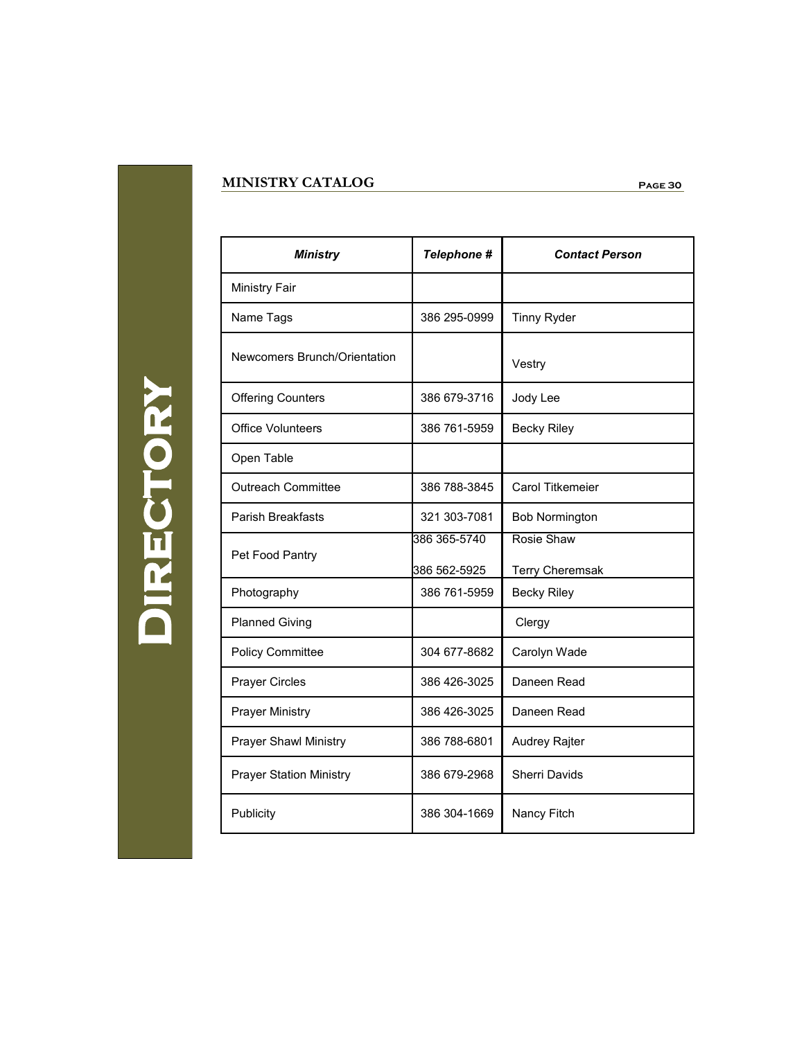# DIRECTORY

## MINISTRY CATALOG

| Ministry | Telephone # | Contact Person |
|---|---|---|
| Ministry Fair | | |
| Name Tags | 386 295-0999 | Tinny Ryder |
| Newcomers Brunch/Orientation | | Vestry |
| Offering Counters | 386 679-3716 | Jody Lee |
| Office Volunteers | 386 761-5959 | Becky Riley |
| Open Table | | |
| Outreach Committee | 386 788-3845 | Carol Titkemeier |
| Parish Breakfasts | 321 303-7081 | Bob Normington |
| Pet Food Pantry | 386 365-5740<br>386 562-5925 | Rosie Shaw<br>Terry Cheremsak |
| Photography | 386 761-5959 | Becky Riley |
| Planned Giving | | Clergy |
| Policy Committee | 304 677-8682 | Carolyn Wade |
| Prayer Circles | 386 426-3025 | Daneen Read |
| Prayer Ministry | 386 426-3025 | Daneen Read |
| Prayer Shawl Ministry | 386 788-6801 | Audrey Rajter |
| Prayer Station Ministry | 386 679-2968 | Sherri Davids |
| Publicity | 386 304-1669 | Nancy Fitch |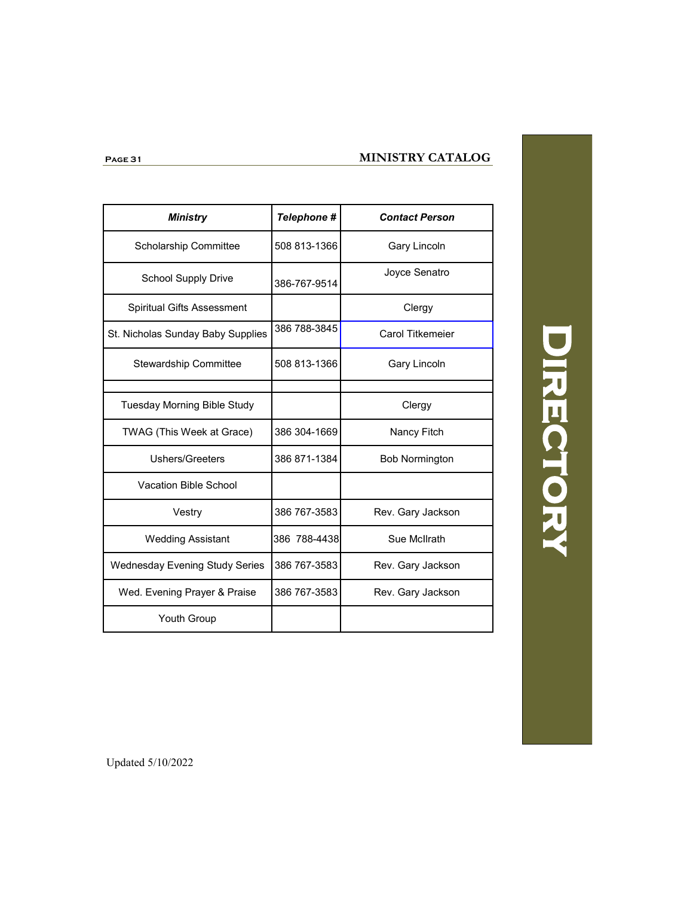| *Ministry* | *Telephone #* | *Contact Person* |
|---|---|---|
| Scholarship Committee | 508 813-1366 | Gary Lincoln |
| School Supply Drive | 386-767-9514 | Joyce Senatro |
| Spiritual Gifts Assessment | | Clergy |
| St. Nicholas Sunday Baby Supplies | 386 788-3845 | Carol Titkemeier |
| Stewardship Committee | 508 813-1366 | Gary Lincoln |
| | | |
| Tuesday Morning Bible Study | | Clergy |
| TWAG (This Week at Grace) | 386 304-1669 | Nancy Fitch |
| Ushers/Greeters | 386 871-1384 | Bob Normington |
| Vacation Bible School | | |
| Vestry | 386 767-3583 | Rev. Gary Jackson |
| Wedding Assistant | 386 788-4438 | Sue McIlrath |
| Wednesday Evening Study Series | 386 767-3583 | Rev. Gary Jackson |
| Wed. Evening Prayer & Praise | 386 767-3583 | Rev. Gary Jackson |
| Youth Group | | |

Updated 5/10/2022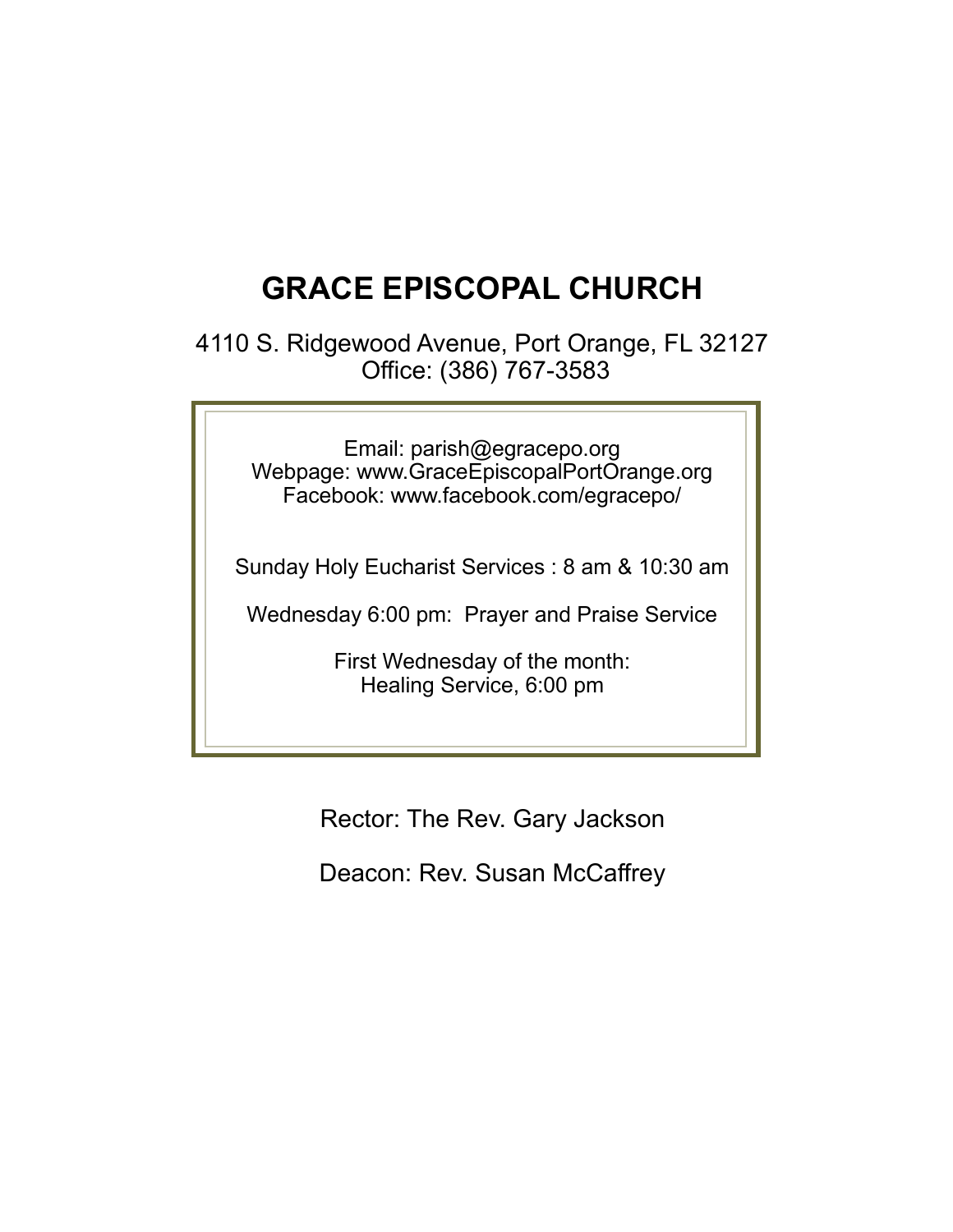# GRACE EPISCOPAL CHURCH

4110 S. Ridgewood Avenue, Port Orange, FL 32127
Office: (386) 767-3583

Email: parish@egracepo.org
Webpage: www.GraceEpiscopalPortOrange.org
Facebook: www.facebook.com/egracepo/

Sunday Holy Eucharist Services : 8 am & 10:30 am

Wednesday 6:00 pm: Prayer and Praise Service

First Wednesday of the month:
Healing Service, 6:00 pm

Rector: The Rev. Gary Jackson

Deacon: Rev. Susan McCaffrey